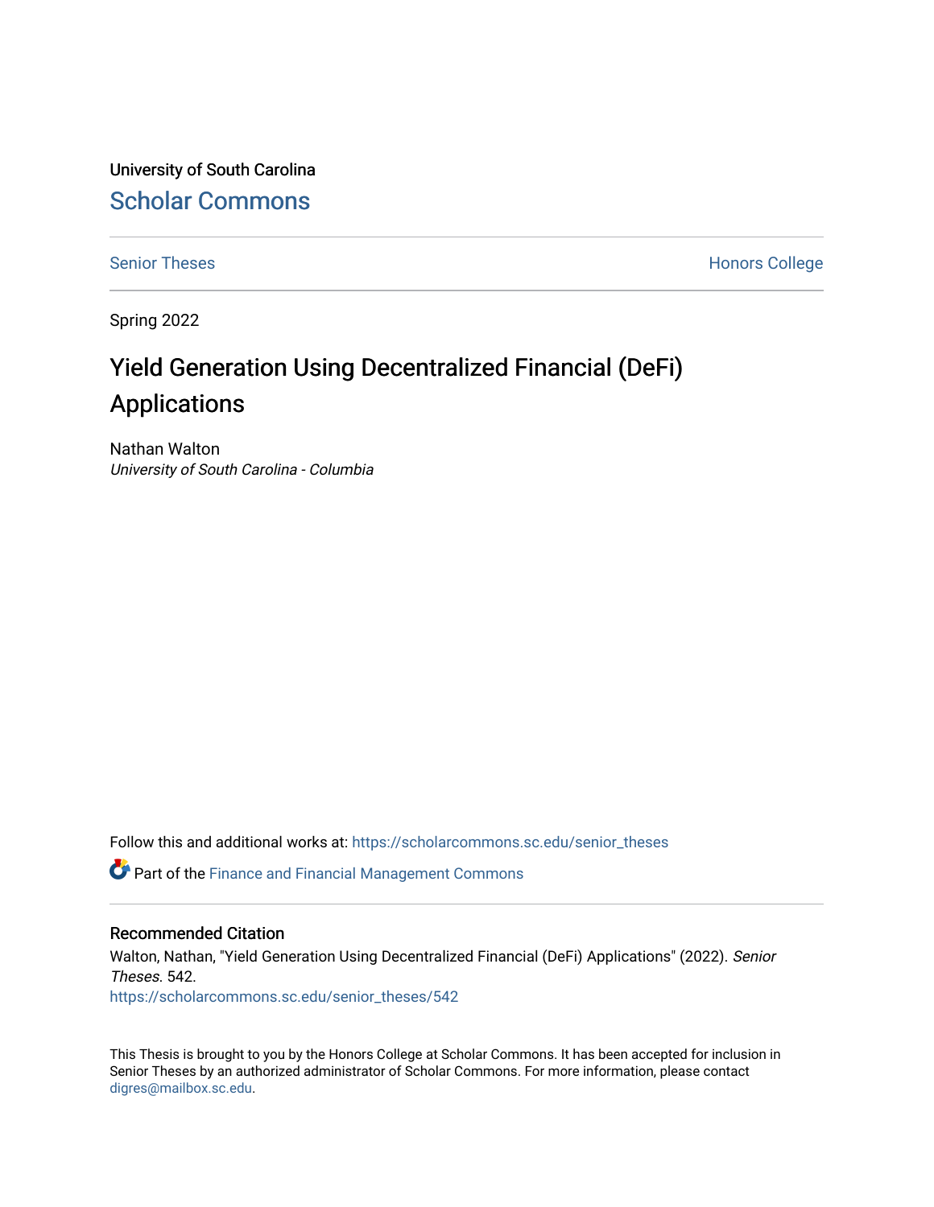University of South Carolina

Scholar Commons

Senior Theses

Honors College

Spring 2022

# Yield Generation Using Decentralized Financial (DeFi) Applications

Nathan Walton

*University of South Carolina - Columbia*

Follow this and additional works at: https://scholarcommons.sc.edu/senior_theses

Part of the Finance and Financial Management Commons

## Recommended Citation

Walton, Nathan, "Yield Generation Using Decentralized Financial (DeFi) Applications" (2022). *Senior Theses*. 542.

https://scholarcommons.sc.edu/senior_theses/542

This Thesis is brought to you by the Honors College at Scholar Commons. It has been accepted for inclusion in Senior Theses by an authorized administrator of Scholar Commons. For more information, please contact digres@mailbox.sc.edu.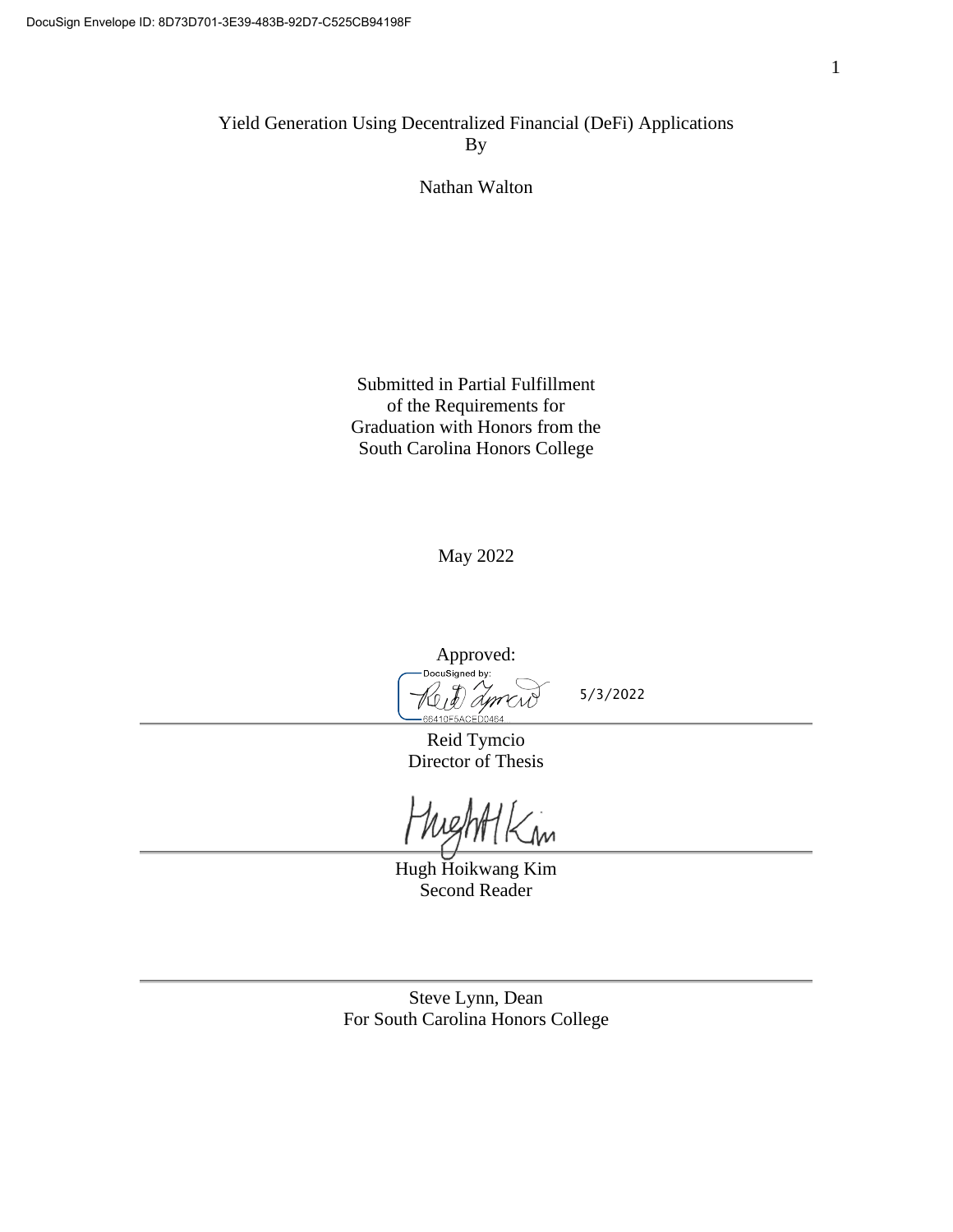# Yield Generation Using Decentralized Financial (DeFi) Applications

By

Nathan Walton

Submitted in Partial Fulfillment
of the Requirements for
Graduation with Honors from the
South Carolina Honors College

May 2022

Approved:

5/3/2022

Reid Tymcio
Director of Thesis

Hugh Hoikwang Kim
Second Reader

Steve Lynn, Dean
For South Carolina Honors College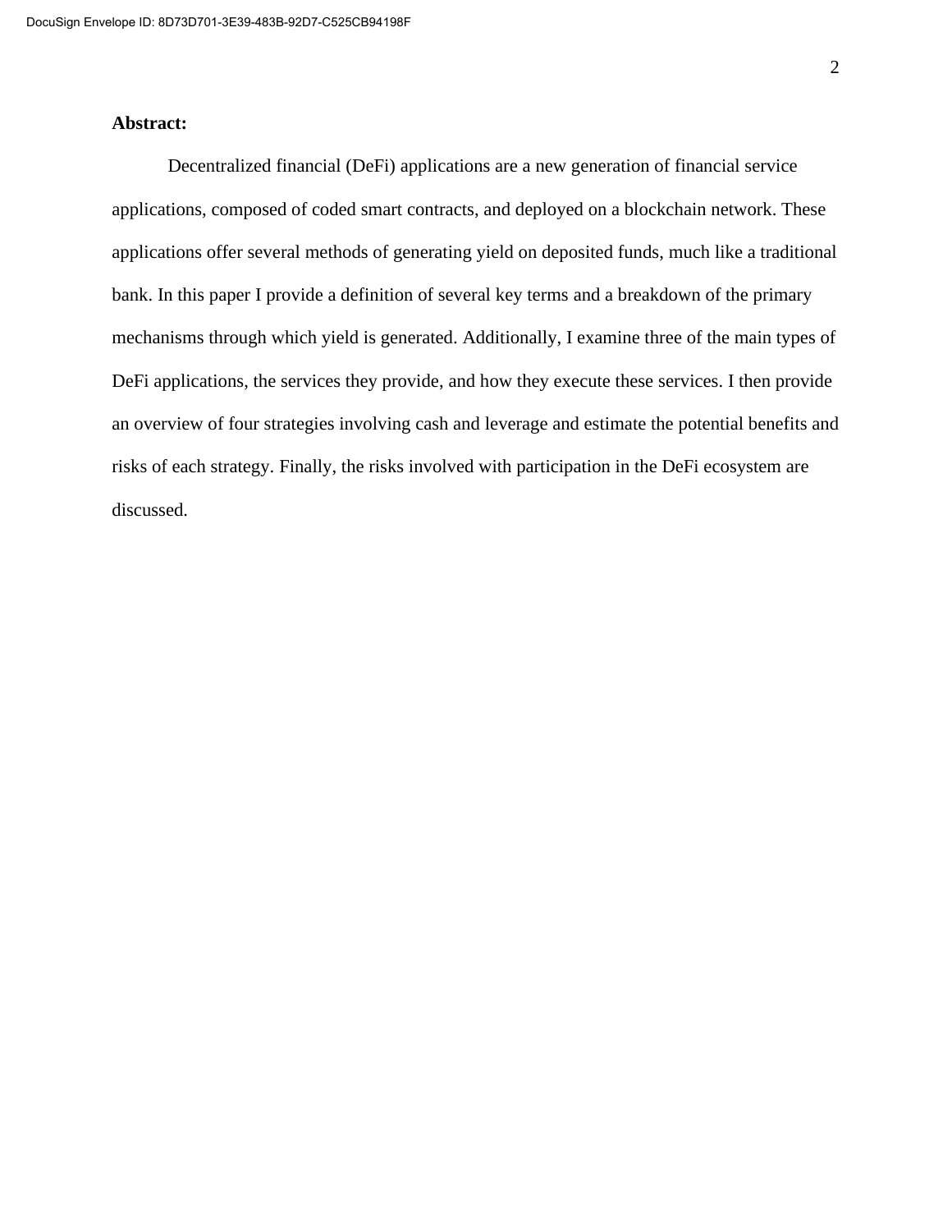**Abstract:**

Decentralized financial (DeFi) applications are a new generation of financial service applications, composed of coded smart contracts, and deployed on a blockchain network. These applications offer several methods of generating yield on deposited funds, much like a traditional bank. In this paper I provide a definition of several key terms and a breakdown of the primary mechanisms through which yield is generated. Additionally, I examine three of the main types of DeFi applications, the services they provide, and how they execute these services. I then provide an overview of four strategies involving cash and leverage and estimate the potential benefits and risks of each strategy. Finally, the risks involved with participation in the DeFi ecosystem are discussed.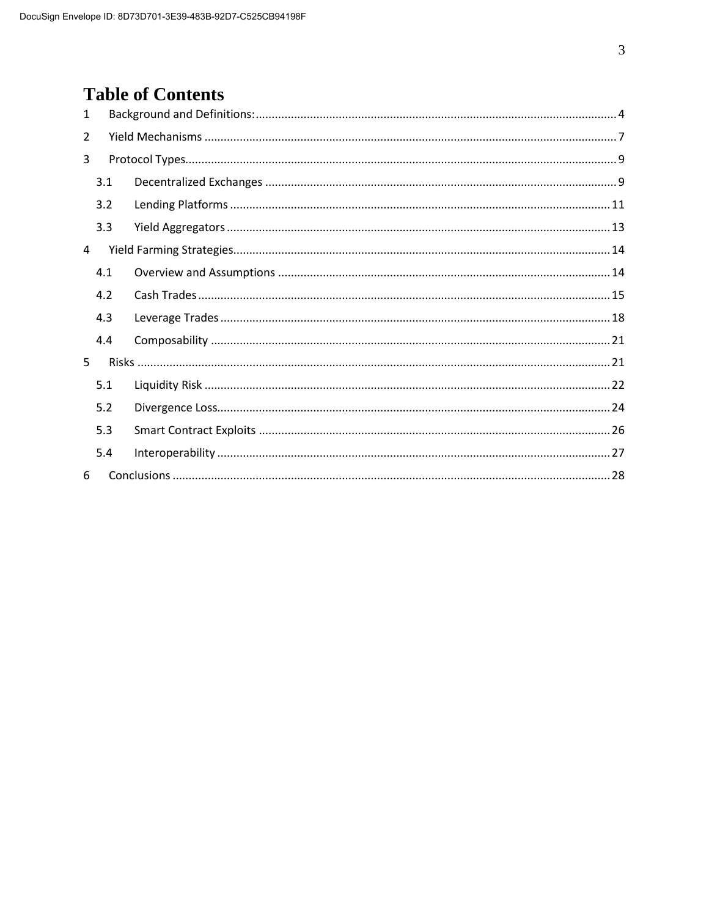# Table of Contents

1 Background and Definitions: ..... 4

2 Yield Mechanisms ..... 7

3 Protocol Types ..... 9

- 3.1 Decentralized Exchanges ..... 9
- 3.2 Lending Platforms ..... 11
- 3.3 Yield Aggregators ..... 13

4 Yield Farming Strategies ..... 14

- 4.1 Overview and Assumptions ..... 14
- 4.2 Cash Trades ..... 15
- 4.3 Leverage Trades ..... 18
- 4.4 Composability ..... 21

5 Risks ..... 21

- 5.1 Liquidity Risk ..... 22
- 5.2 Divergence Loss ..... 24
- 5.3 Smart Contract Exploits ..... 26
- 5.4 Interoperability ..... 27

6 Conclusions ..... 28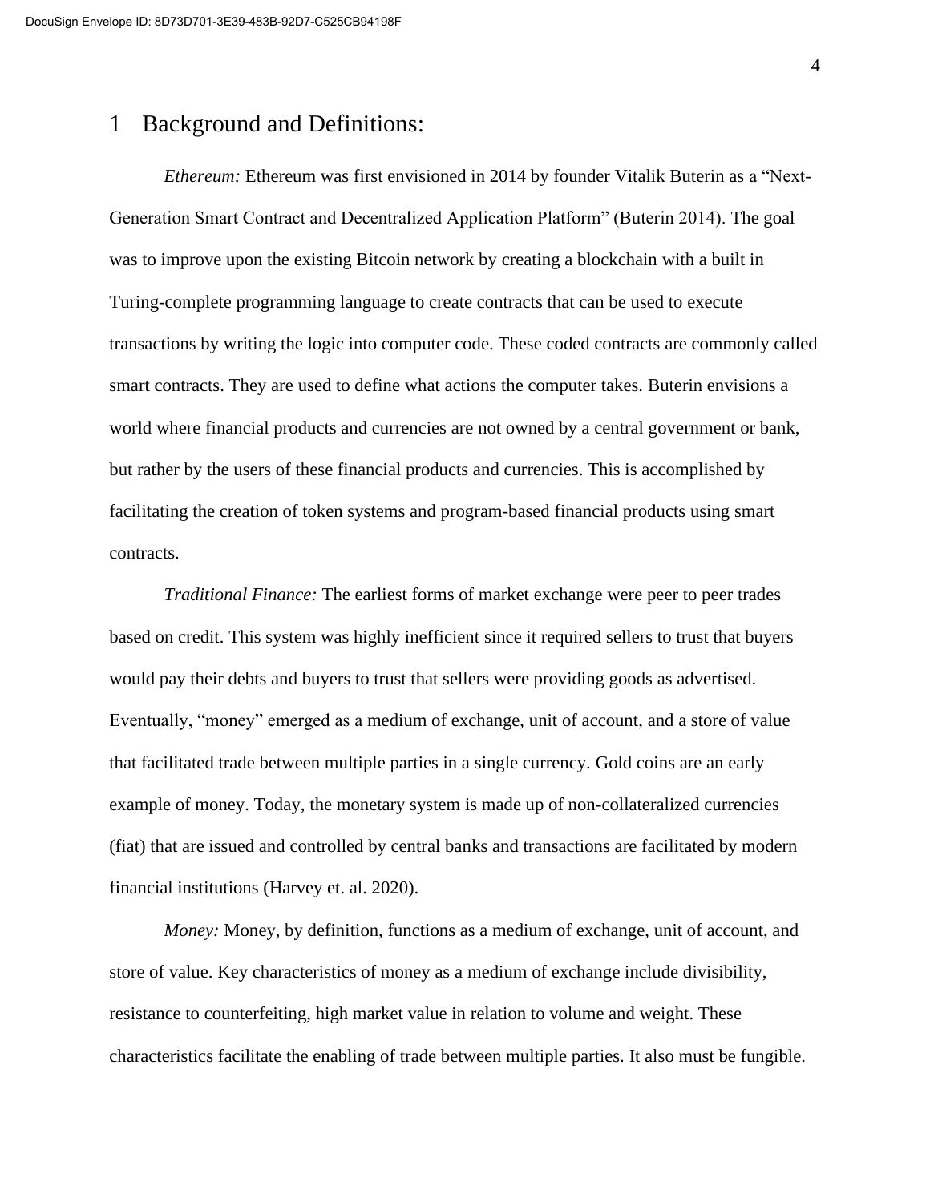# 1 Background and Definitions:

*Ethereum:* Ethereum was first envisioned in 2014 by founder Vitalik Buterin as a "Next-Generation Smart Contract and Decentralized Application Platform" (Buterin 2014). The goal was to improve upon the existing Bitcoin network by creating a blockchain with a built in Turing-complete programming language to create contracts that can be used to execute transactions by writing the logic into computer code. These coded contracts are commonly called smart contracts. They are used to define what actions the computer takes. Buterin envisions a world where financial products and currencies are not owned by a central government or bank, but rather by the users of these financial products and currencies. This is accomplished by facilitating the creation of token systems and program-based financial products using smart contracts.

*Traditional Finance:* The earliest forms of market exchange were peer to peer trades based on credit. This system was highly inefficient since it required sellers to trust that buyers would pay their debts and buyers to trust that sellers were providing goods as advertised. Eventually, "money" emerged as a medium of exchange, unit of account, and a store of value that facilitated trade between multiple parties in a single currency. Gold coins are an early example of money. Today, the monetary system is made up of non-collateralized currencies (fiat) that are issued and controlled by central banks and transactions are facilitated by modern financial institutions (Harvey et. al. 2020).

*Money:* Money, by definition, functions as a medium of exchange, unit of account, and store of value. Key characteristics of money as a medium of exchange include divisibility, resistance to counterfeiting, high market value in relation to volume and weight. These characteristics facilitate the enabling of trade between multiple parties. It also must be fungible.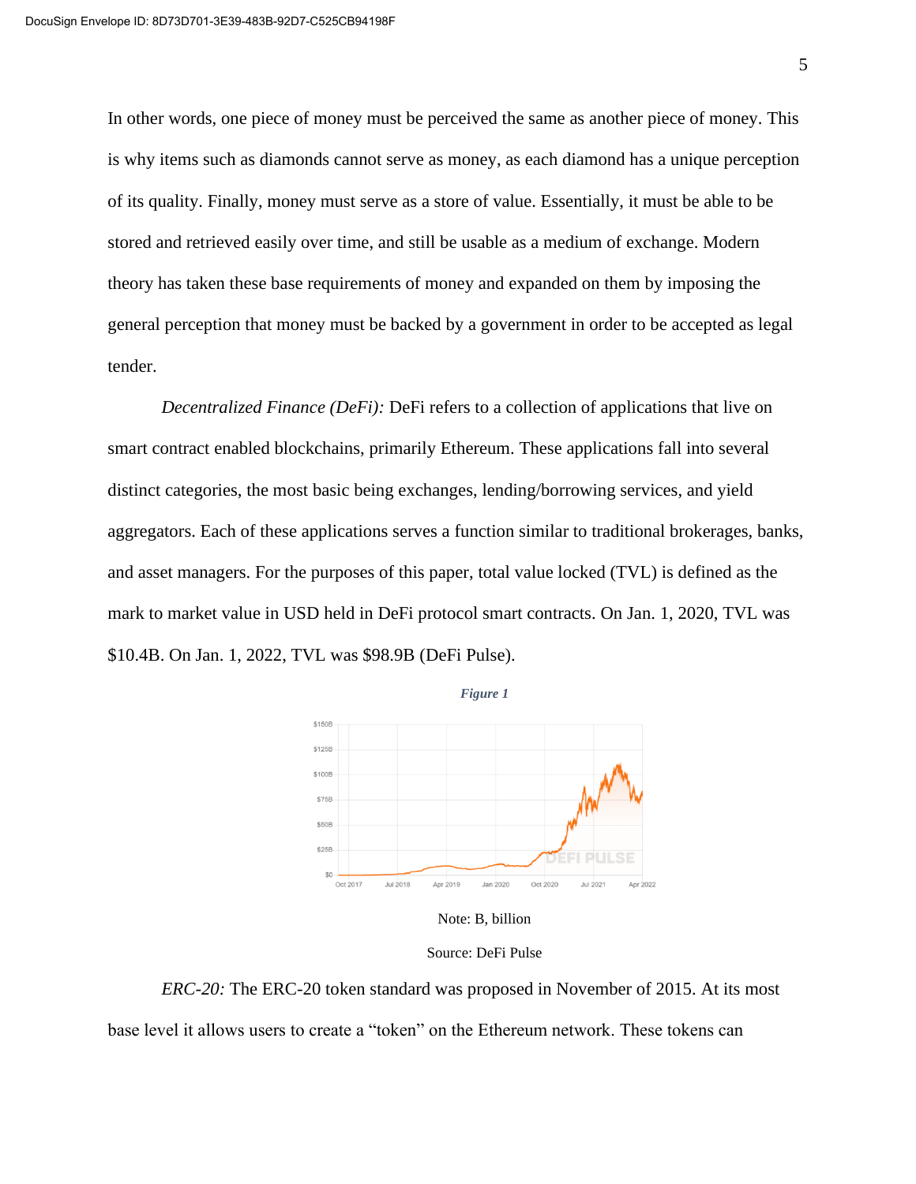In other words, one piece of money must be perceived the same as another piece of money. This is why items such as diamonds cannot serve as money, as each diamond has a unique perception of its quality. Finally, money must serve as a store of value. Essentially, it must be able to be stored and retrieved easily over time, and still be usable as a medium of exchange. Modern theory has taken these base requirements of money and expanded on them by imposing the general perception that money must be backed by a government in order to be accepted as legal tender.

*Decentralized Finance (DeFi):* DeFi refers to a collection of applications that live on smart contract enabled blockchains, primarily Ethereum. These applications fall into several distinct categories, the most basic being exchanges, lending/borrowing services, and yield aggregators. Each of these applications serves a function similar to traditional brokerages, banks, and asset managers. For the purposes of this paper, total value locked (TVL) is defined as the mark to market value in USD held in DeFi protocol smart contracts. On Jan. 1, 2020, TVL was $10.4B. On Jan. 1, 2022, TVL was $98.9B (DeFi Pulse).

***Figure 1***

Note: B, billion

Source: DeFi Pulse

*ERC-20:* The ERC-20 token standard was proposed in November of 2015. At its most base level it allows users to create a "token" on the Ethereum network. These tokens can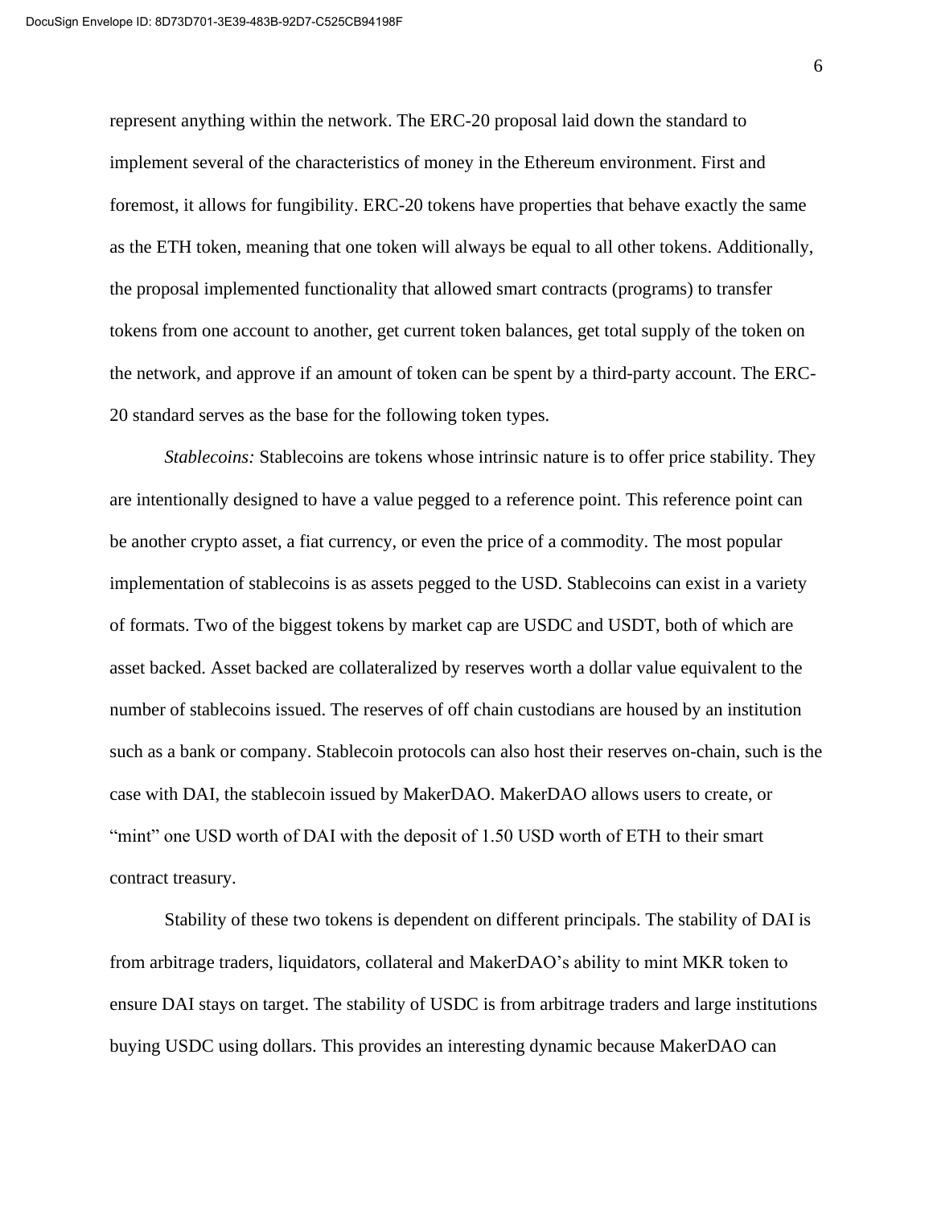represent anything within the network. The ERC-20 proposal laid down the standard to implement several of the characteristics of money in the Ethereum environment. First and foremost, it allows for fungibility. ERC-20 tokens have properties that behave exactly the same as the ETH token, meaning that one token will always be equal to all other tokens. Additionally, the proposal implemented functionality that allowed smart contracts (programs) to transfer tokens from one account to another, get current token balances, get total supply of the token on the network, and approve if an amount of token can be spent by a third-party account. The ERC-20 standard serves as the base for the following token types.

*Stablecoins:* Stablecoins are tokens whose intrinsic nature is to offer price stability. They are intentionally designed to have a value pegged to a reference point. This reference point can be another crypto asset, a fiat currency, or even the price of a commodity. The most popular implementation of stablecoins is as assets pegged to the USD. Stablecoins can exist in a variety of formats. Two of the biggest tokens by market cap are USDC and USDT, both of which are asset backed. Asset backed are collateralized by reserves worth a dollar value equivalent to the number of stablecoins issued. The reserves of off chain custodians are housed by an institution such as a bank or company. Stablecoin protocols can also host their reserves on-chain, such is the case with DAI, the stablecoin issued by MakerDAO. MakerDAO allows users to create, or "mint" one USD worth of DAI with the deposit of 1.50 USD worth of ETH to their smart contract treasury.

Stability of these two tokens is dependent on different principals. The stability of DAI is from arbitrage traders, liquidators, collateral and MakerDAO's ability to mint MKR token to ensure DAI stays on target. The stability of USDC is from arbitrage traders and large institutions buying USDC using dollars. This provides an interesting dynamic because MakerDAO can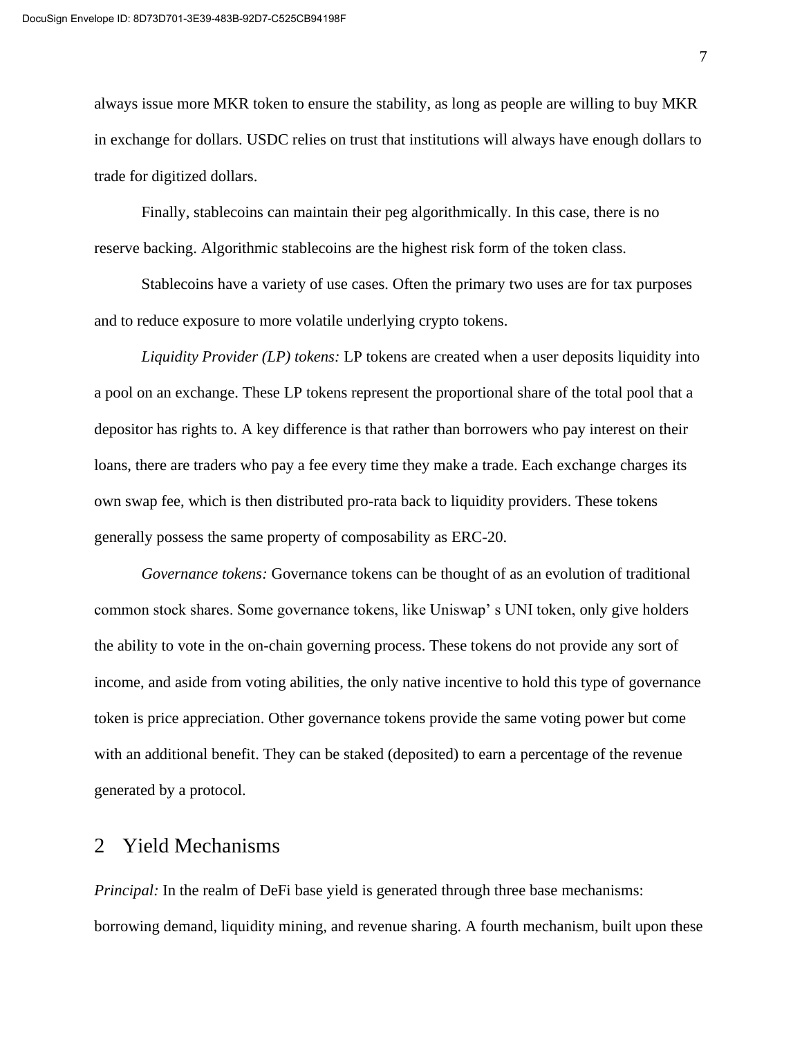always issue more MKR token to ensure the stability, as long as people are willing to buy MKR in exchange for dollars. USDC relies on trust that institutions will always have enough dollars to trade for digitized dollars.

Finally, stablecoins can maintain their peg algorithmically. In this case, there is no reserve backing. Algorithmic stablecoins are the highest risk form of the token class.

Stablecoins have a variety of use cases. Often the primary two uses are for tax purposes and to reduce exposure to more volatile underlying crypto tokens.

*Liquidity Provider (LP) tokens:* LP tokens are created when a user deposits liquidity into a pool on an exchange. These LP tokens represent the proportional share of the total pool that a depositor has rights to. A key difference is that rather than borrowers who pay interest on their loans, there are traders who pay a fee every time they make a trade. Each exchange charges its own swap fee, which is then distributed pro-rata back to liquidity providers. These tokens generally possess the same property of composability as ERC-20.

*Governance tokens:* Governance tokens can be thought of as an evolution of traditional common stock shares. Some governance tokens, like Uniswap' s UNI token, only give holders the ability to vote in the on-chain governing process. These tokens do not provide any sort of income, and aside from voting abilities, the only native incentive to hold this type of governance token is price appreciation. Other governance tokens provide the same voting power but come with an additional benefit. They can be staked (deposited) to earn a percentage of the revenue generated by a protocol.

## 2 Yield Mechanisms

*Principal:* In the realm of DeFi base yield is generated through three base mechanisms: borrowing demand, liquidity mining, and revenue sharing. A fourth mechanism, built upon these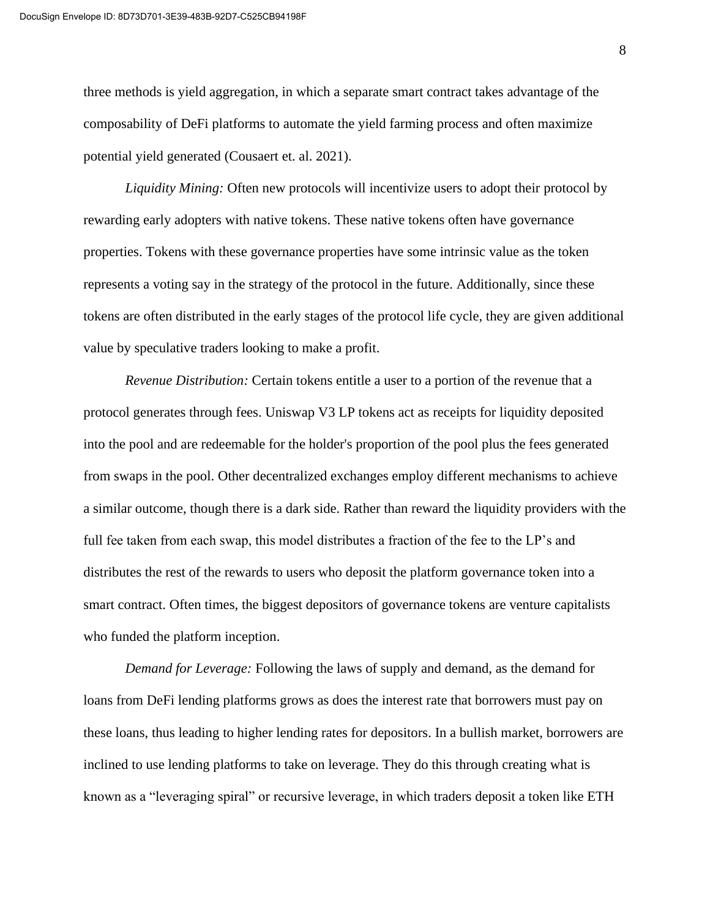three methods is yield aggregation, in which a separate smart contract takes advantage of the composability of DeFi platforms to automate the yield farming process and often maximize potential yield generated (Cousaert et. al. 2021).

*Liquidity Mining:* Often new protocols will incentivize users to adopt their protocol by rewarding early adopters with native tokens. These native tokens often have governance properties. Tokens with these governance properties have some intrinsic value as the token represents a voting say in the strategy of the protocol in the future. Additionally, since these tokens are often distributed in the early stages of the protocol life cycle, they are given additional value by speculative traders looking to make a profit.

*Revenue Distribution:* Certain tokens entitle a user to a portion of the revenue that a protocol generates through fees. Uniswap V3 LP tokens act as receipts for liquidity deposited into the pool and are redeemable for the holder's proportion of the pool plus the fees generated from swaps in the pool. Other decentralized exchanges employ different mechanisms to achieve a similar outcome, though there is a dark side. Rather than reward the liquidity providers with the full fee taken from each swap, this model distributes a fraction of the fee to the LP's and distributes the rest of the rewards to users who deposit the platform governance token into a smart contract. Often times, the biggest depositors of governance tokens are venture capitalists who funded the platform inception.

*Demand for Leverage:* Following the laws of supply and demand, as the demand for loans from DeFi lending platforms grows as does the interest rate that borrowers must pay on these loans, thus leading to higher lending rates for depositors. In a bullish market, borrowers are inclined to use lending platforms to take on leverage. They do this through creating what is known as a "leveraging spiral" or recursive leverage, in which traders deposit a token like ETH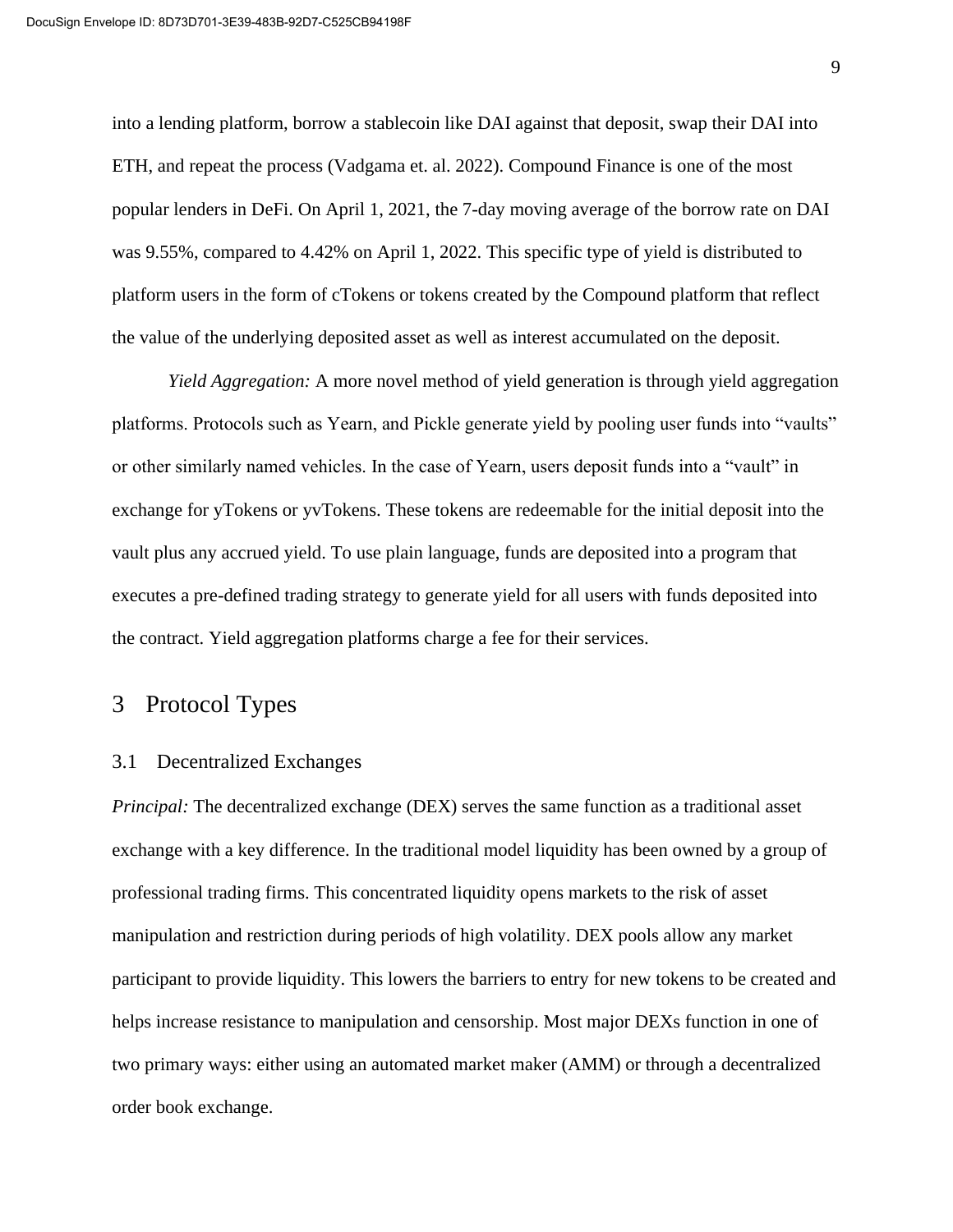into a lending platform, borrow a stablecoin like DAI against that deposit, swap their DAI into ETH, and repeat the process (Vadgama et. al. 2022). Compound Finance is one of the most popular lenders in DeFi. On April 1, 2021, the 7-day moving average of the borrow rate on DAI was 9.55%, compared to 4.42% on April 1, 2022. This specific type of yield is distributed to platform users in the form of cTokens or tokens created by the Compound platform that reflect the value of the underlying deposited asset as well as interest accumulated on the deposit.

*Yield Aggregation:* A more novel method of yield generation is through yield aggregation platforms. Protocols such as Yearn, and Pickle generate yield by pooling user funds into "vaults" or other similarly named vehicles. In the case of Yearn, users deposit funds into a "vault" in exchange for yTokens or yvTokens. These tokens are redeemable for the initial deposit into the vault plus any accrued yield. To use plain language, funds are deposited into a program that executes a pre-defined trading strategy to generate yield for all users with funds deposited into the contract. Yield aggregation platforms charge a fee for their services.

# 3 Protocol Types

## 3.1 Decentralized Exchanges

*Principal:* The decentralized exchange (DEX) serves the same function as a traditional asset exchange with a key difference. In the traditional model liquidity has been owned by a group of professional trading firms. This concentrated liquidity opens markets to the risk of asset manipulation and restriction during periods of high volatility. DEX pools allow any market participant to provide liquidity. This lowers the barriers to entry for new tokens to be created and helps increase resistance to manipulation and censorship. Most major DEXs function in one of two primary ways: either using an automated market maker (AMM) or through a decentralized order book exchange.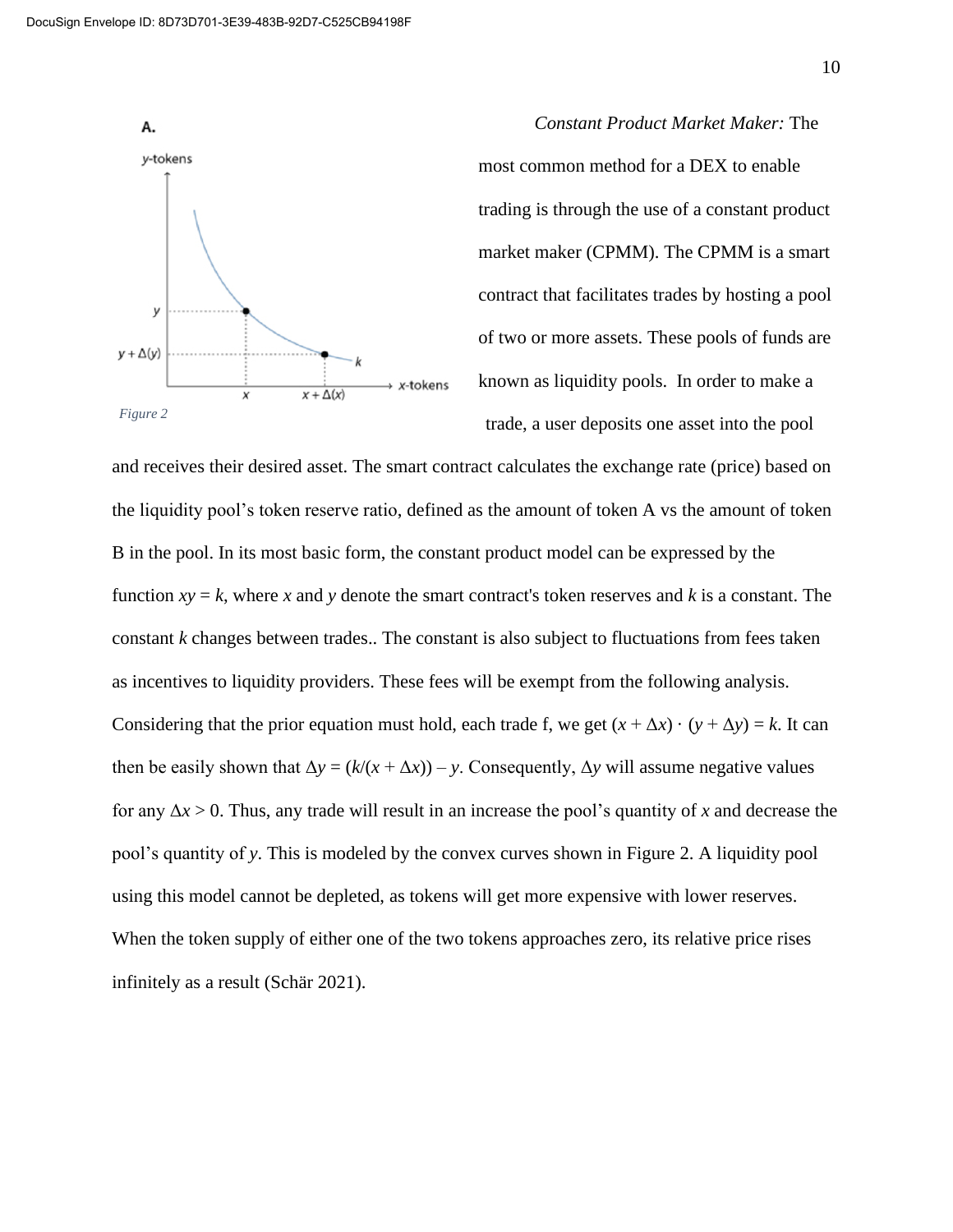*Constant Product Market Maker:* The most common method for a DEX to enable trading is through the use of a constant product market maker (CPMM). The CPMM is a smart contract that facilitates trades by hosting a pool of two or more assets. These pools of funds are known as liquidity pools. In order to make a trade, a user deposits one asset into the pool and receives their desired asset. The smart contract calculates the exchange rate (price) based on the liquidity pool's token reserve ratio, defined as the amount of token A vs the amount of token B in the pool. In its most basic form, the constant product model can be expressed by the function $xy = k$, where $x$ and $y$ denote the smart contract's token reserves and $k$ is a constant. The constant $k$ changes between trades.. The constant is also subject to fluctuations from fees taken as incentives to liquidity providers. These fees will be exempt from the following analysis. Considering that the prior equation must hold, each trade f, we get $(x + \Delta x) \cdot (y + \Delta y) = k$. It can then be easily shown that $\Delta y = (k/(x + \Delta x)) - y$. Consequently, $\Delta y$ will assume negative values for any $\Delta x > 0$. Thus, any trade will result in an increase the pool's quantity of $x$ and decrease the pool's quantity of $y$. This is modeled by the convex curves shown in Figure 2. A liquidity pool using this model cannot be depleted, as tokens will get more expensive with lower reserves. When the token supply of either one of the two tokens approaches zero, its relative price rises infinitely as a result (Schär 2021).

Figure 2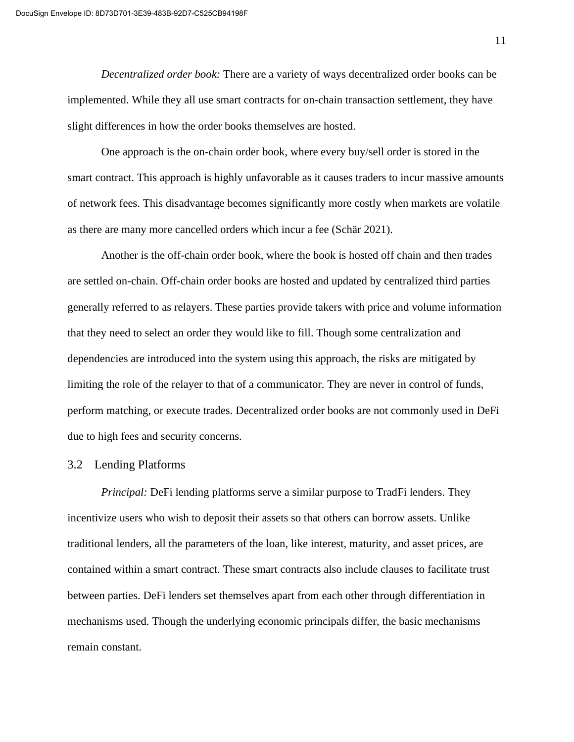*Decentralized order book:* There are a variety of ways decentralized order books can be implemented. While they all use smart contracts for on-chain transaction settlement, they have slight differences in how the order books themselves are hosted.

One approach is the on-chain order book, where every buy/sell order is stored in the smart contract. This approach is highly unfavorable as it causes traders to incur massive amounts of network fees. This disadvantage becomes significantly more costly when markets are volatile as there are many more cancelled orders which incur a fee (Schär 2021).

Another is the off-chain order book, where the book is hosted off chain and then trades are settled on-chain. Off-chain order books are hosted and updated by centralized third parties generally referred to as relayers. These parties provide takers with price and volume information that they need to select an order they would like to fill. Though some centralization and dependencies are introduced into the system using this approach, the risks are mitigated by limiting the role of the relayer to that of a communicator. They are never in control of funds, perform matching, or execute trades. Decentralized order books are not commonly used in DeFi due to high fees and security concerns.

## 3.2 Lending Platforms

*Principal:* DeFi lending platforms serve a similar purpose to TradFi lenders. They incentivize users who wish to deposit their assets so that others can borrow assets. Unlike traditional lenders, all the parameters of the loan, like interest, maturity, and asset prices, are contained within a smart contract. These smart contracts also include clauses to facilitate trust between parties. DeFi lenders set themselves apart from each other through differentiation in mechanisms used. Though the underlying economic principals differ, the basic mechanisms remain constant.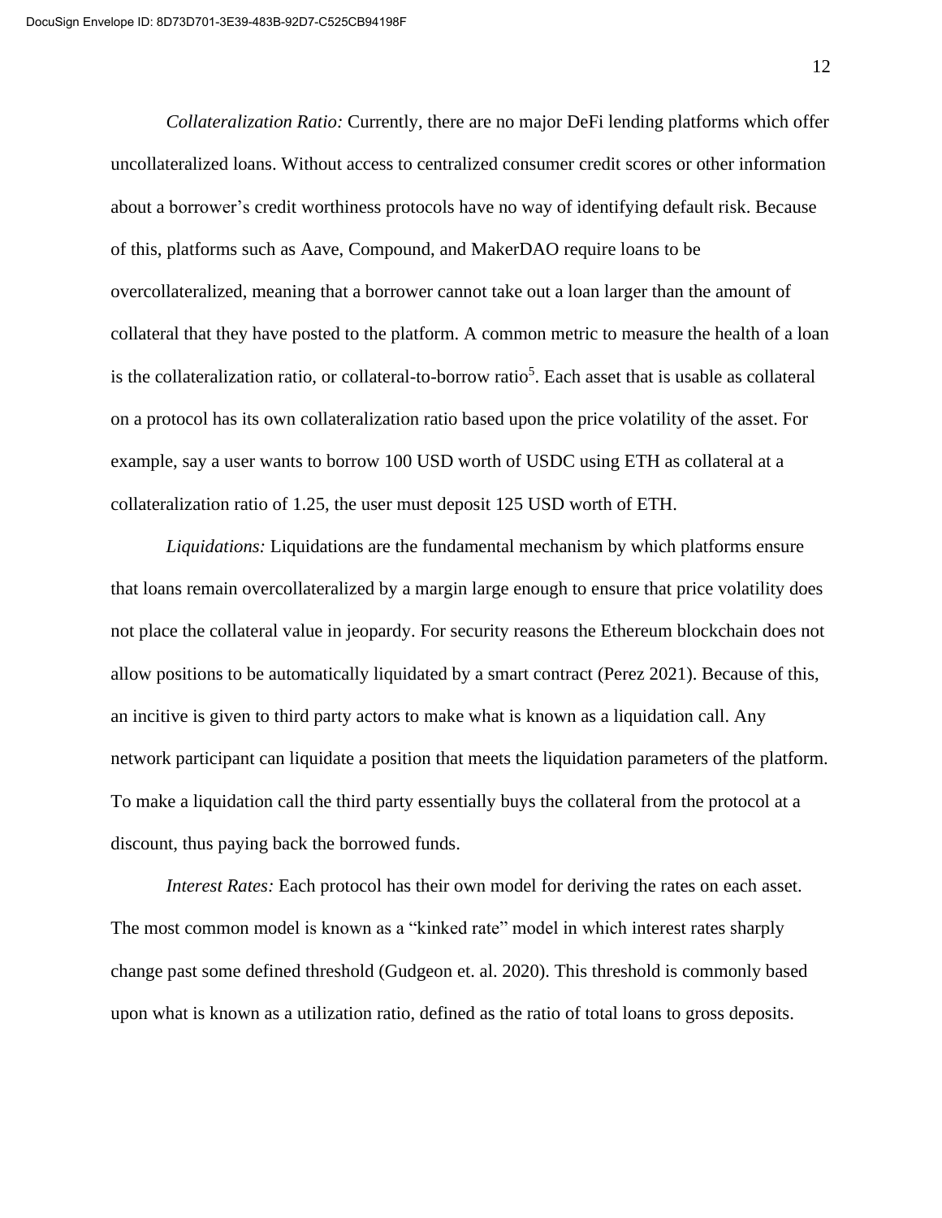*Collateralization Ratio:* Currently, there are no major DeFi lending platforms which offer uncollateralized loans. Without access to centralized consumer credit scores or other information about a borrower's credit worthiness protocols have no way of identifying default risk. Because of this, platforms such as Aave, Compound, and MakerDAO require loans to be overcollateralized, meaning that a borrower cannot take out a loan larger than the amount of collateral that they have posted to the platform. A common metric to measure the health of a loan is the collateralization ratio, or collateral-to-borrow ratio[5]. Each asset that is usable as collateral on a protocol has its own collateralization ratio based upon the price volatility of the asset. For example, say a user wants to borrow 100 USD worth of USDC using ETH as collateral at a collateralization ratio of 1.25, the user must deposit 125 USD worth of ETH.

*Liquidations:* Liquidations are the fundamental mechanism by which platforms ensure that loans remain overcollateralized by a margin large enough to ensure that price volatility does not place the collateral value in jeopardy. For security reasons the Ethereum blockchain does not allow positions to be automatically liquidated by a smart contract (Perez 2021). Because of this, an incitive is given to third party actors to make what is known as a liquidation call. Any network participant can liquidate a position that meets the liquidation parameters of the platform. To make a liquidation call the third party essentially buys the collateral from the protocol at a discount, thus paying back the borrowed funds.

*Interest Rates:* Each protocol has their own model for deriving the rates on each asset. The most common model is known as a "kinked rate" model in which interest rates sharply change past some defined threshold (Gudgeon et. al. 2020). This threshold is commonly based upon what is known as a utilization ratio, defined as the ratio of total loans to gross deposits.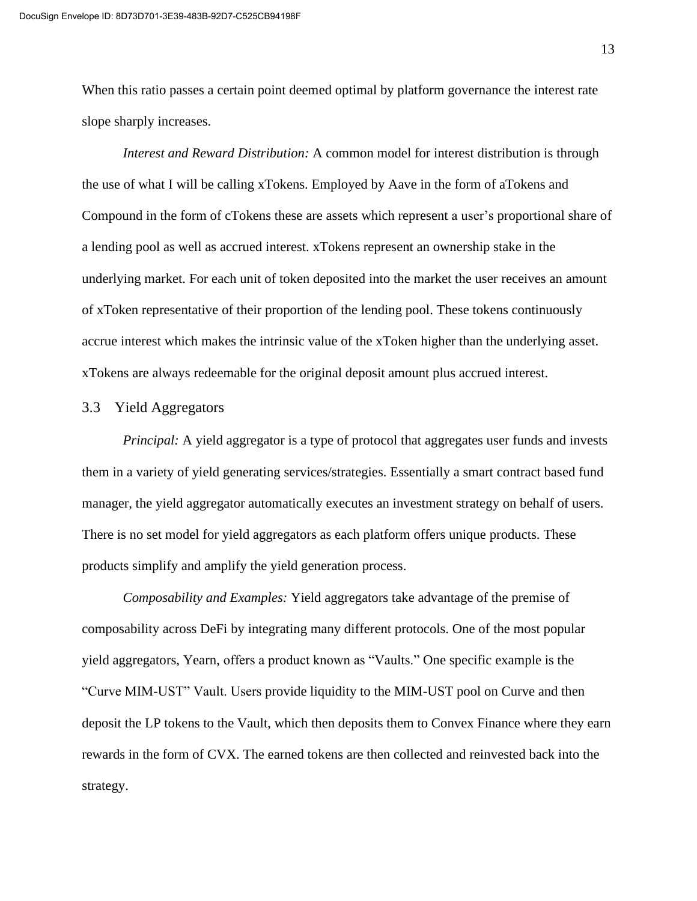When this ratio passes a certain point deemed optimal by platform governance the interest rate slope sharply increases.

*Interest and Reward Distribution:* A common model for interest distribution is through the use of what I will be calling xTokens. Employed by Aave in the form of aTokens and Compound in the form of cTokens these are assets which represent a user's proportional share of a lending pool as well as accrued interest. xTokens represent an ownership stake in the underlying market. For each unit of token deposited into the market the user receives an amount of xToken representative of their proportion of the lending pool. These tokens continuously accrue interest which makes the intrinsic value of the xToken higher than the underlying asset. xTokens are always redeemable for the original deposit amount plus accrued interest.

## 3.3 Yield Aggregators

*Principal:* A yield aggregator is a type of protocol that aggregates user funds and invests them in a variety of yield generating services/strategies. Essentially a smart contract based fund manager, the yield aggregator automatically executes an investment strategy on behalf of users. There is no set model for yield aggregators as each platform offers unique products. These products simplify and amplify the yield generation process.

*Composability and Examples:* Yield aggregators take advantage of the premise of composability across DeFi by integrating many different protocols. One of the most popular yield aggregators, Yearn, offers a product known as "Vaults." One specific example is the "Curve MIM-UST" Vault. Users provide liquidity to the MIM-UST pool on Curve and then deposit the LP tokens to the Vault, which then deposits them to Convex Finance where they earn rewards in the form of CVX. The earned tokens are then collected and reinvested back into the strategy.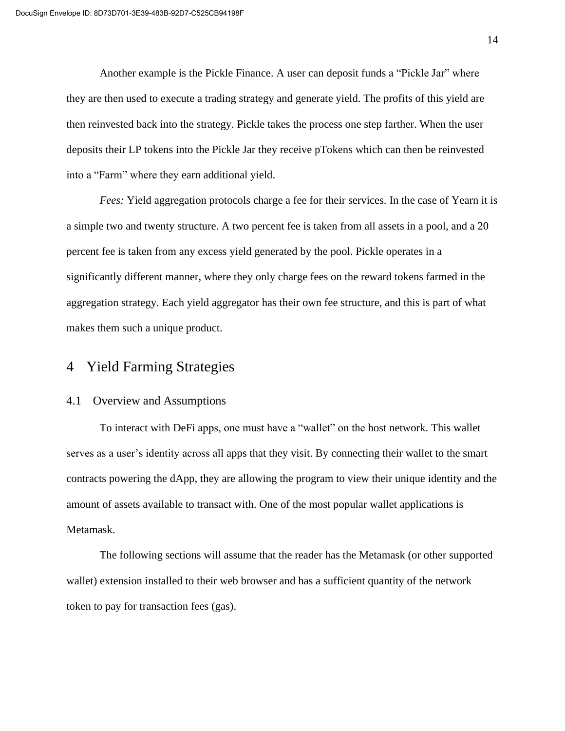Another example is the Pickle Finance. A user can deposit funds a “Pickle Jar” where they are then used to execute a trading strategy and generate yield. The profits of this yield are then reinvested back into the strategy. Pickle takes the process one step farther. When the user deposits their LP tokens into the Pickle Jar they receive pTokens which can then be reinvested into a “Farm” where they earn additional yield.

*Fees:* Yield aggregation protocols charge a fee for their services. In the case of Yearn it is a simple two and twenty structure. A two percent fee is taken from all assets in a pool, and a 20 percent fee is taken from any excess yield generated by the pool. Pickle operates in a significantly different manner, where they only charge fees on the reward tokens farmed in the aggregation strategy. Each yield aggregator has their own fee structure, and this is part of what makes them such a unique product.

# 4 Yield Farming Strategies

## 4.1 Overview and Assumptions

To interact with DeFi apps, one must have a “wallet” on the host network. This wallet serves as a user’s identity across all apps that they visit. By connecting their wallet to the smart contracts powering the dApp, they are allowing the program to view their unique identity and the amount of assets available to transact with. One of the most popular wallet applications is Metamask.

The following sections will assume that the reader has the Metamask (or other supported wallet) extension installed to their web browser and has a sufficient quantity of the network token to pay for transaction fees (gas).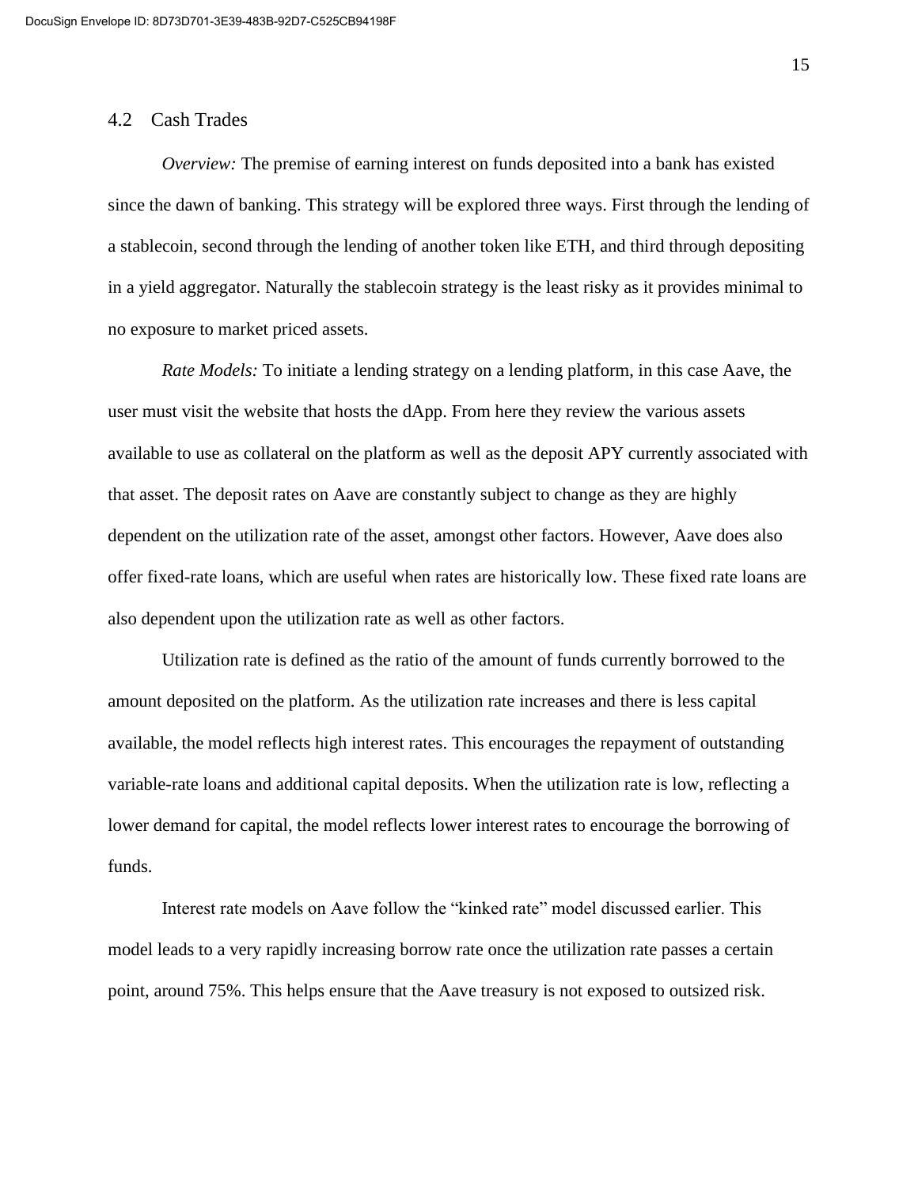## 4.2 Cash Trades

*Overview:* The premise of earning interest on funds deposited into a bank has existed since the dawn of banking. This strategy will be explored three ways. First through the lending of a stablecoin, second through the lending of another token like ETH, and third through depositing in a yield aggregator. Naturally the stablecoin strategy is the least risky as it provides minimal to no exposure to market priced assets.

*Rate Models:* To initiate a lending strategy on a lending platform, in this case Aave, the user must visit the website that hosts the dApp. From here they review the various assets available to use as collateral on the platform as well as the deposit APY currently associated with that asset. The deposit rates on Aave are constantly subject to change as they are highly dependent on the utilization rate of the asset, amongst other factors. However, Aave does also offer fixed-rate loans, which are useful when rates are historically low. These fixed rate loans are also dependent upon the utilization rate as well as other factors.

Utilization rate is defined as the ratio of the amount of funds currently borrowed to the amount deposited on the platform. As the utilization rate increases and there is less capital available, the model reflects high interest rates. This encourages the repayment of outstanding variable-rate loans and additional capital deposits. When the utilization rate is low, reflecting a lower demand for capital, the model reflects lower interest rates to encourage the borrowing of funds.

Interest rate models on Aave follow the "kinked rate" model discussed earlier. This model leads to a very rapidly increasing borrow rate once the utilization rate passes a certain point, around 75%. This helps ensure that the Aave treasury is not exposed to outsized risk.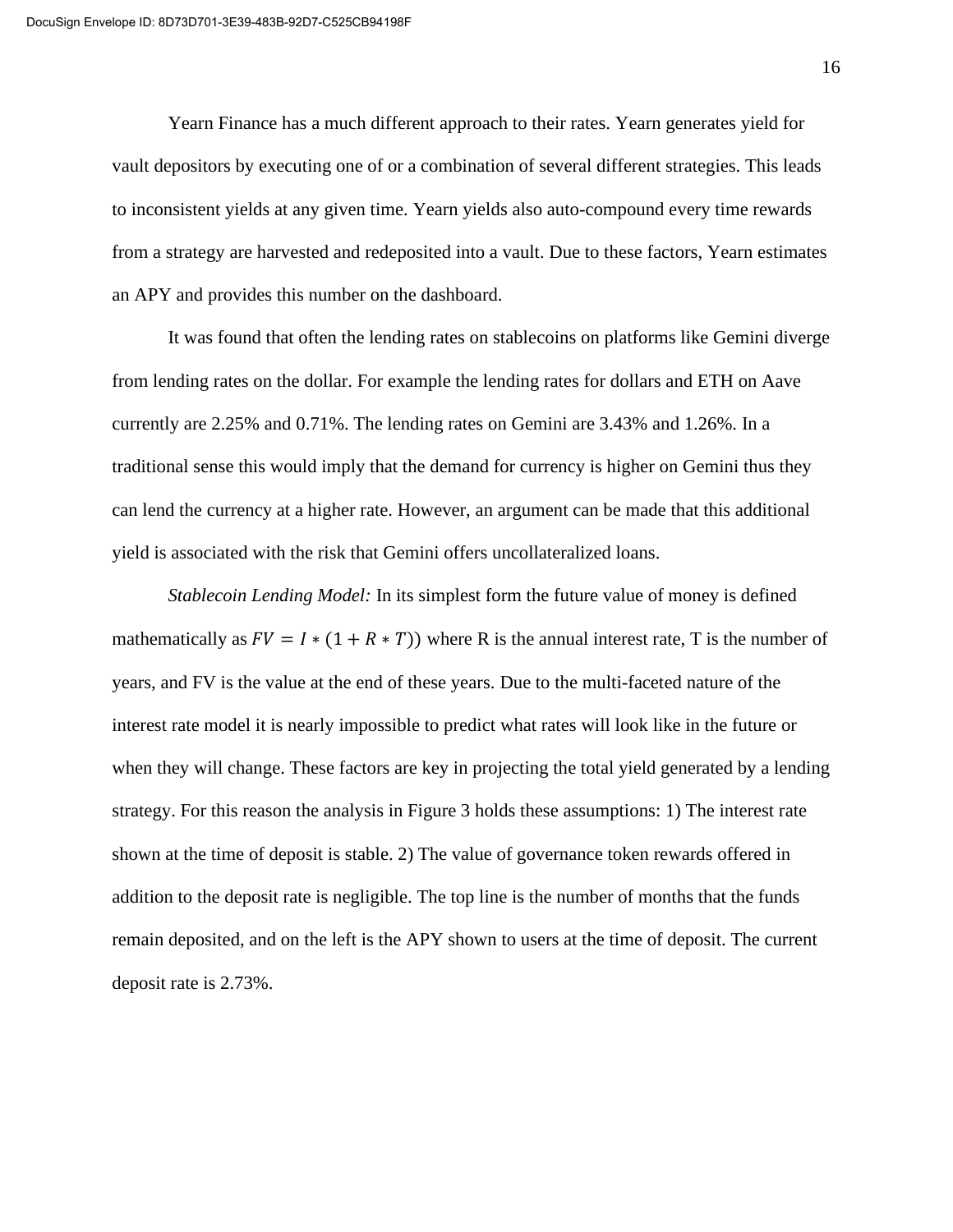Yearn Finance has a much different approach to their rates. Yearn generates yield for vault depositors by executing one of or a combination of several different strategies. This leads to inconsistent yields at any given time. Yearn yields also auto-compound every time rewards from a strategy are harvested and redeposited into a vault. Due to these factors, Yearn estimates an APY and provides this number on the dashboard.

It was found that often the lending rates on stablecoins on platforms like Gemini diverge from lending rates on the dollar. For example the lending rates for dollars and ETH on Aave currently are 2.25% and 0.71%. The lending rates on Gemini are 3.43% and 1.26%. In a traditional sense this would imply that the demand for currency is higher on Gemini thus they can lend the currency at a higher rate. However, an argument can be made that this additional yield is associated with the risk that Gemini offers uncollateralized loans.

*Stablecoin Lending Model:* In its simplest form the future value of money is defined mathematically as $FV = I * (1 + R * T))$ where R is the annual interest rate, T is the number of years, and FV is the value at the end of these years. Due to the multi-faceted nature of the interest rate model it is nearly impossible to predict what rates will look like in the future or when they will change. These factors are key in projecting the total yield generated by a lending strategy. For this reason the analysis in Figure 3 holds these assumptions: 1) The interest rate shown at the time of deposit is stable. 2) The value of governance token rewards offered in addition to the deposit rate is negligible. The top line is the number of months that the funds remain deposited, and on the left is the APY shown to users at the time of deposit. The current deposit rate is 2.73%.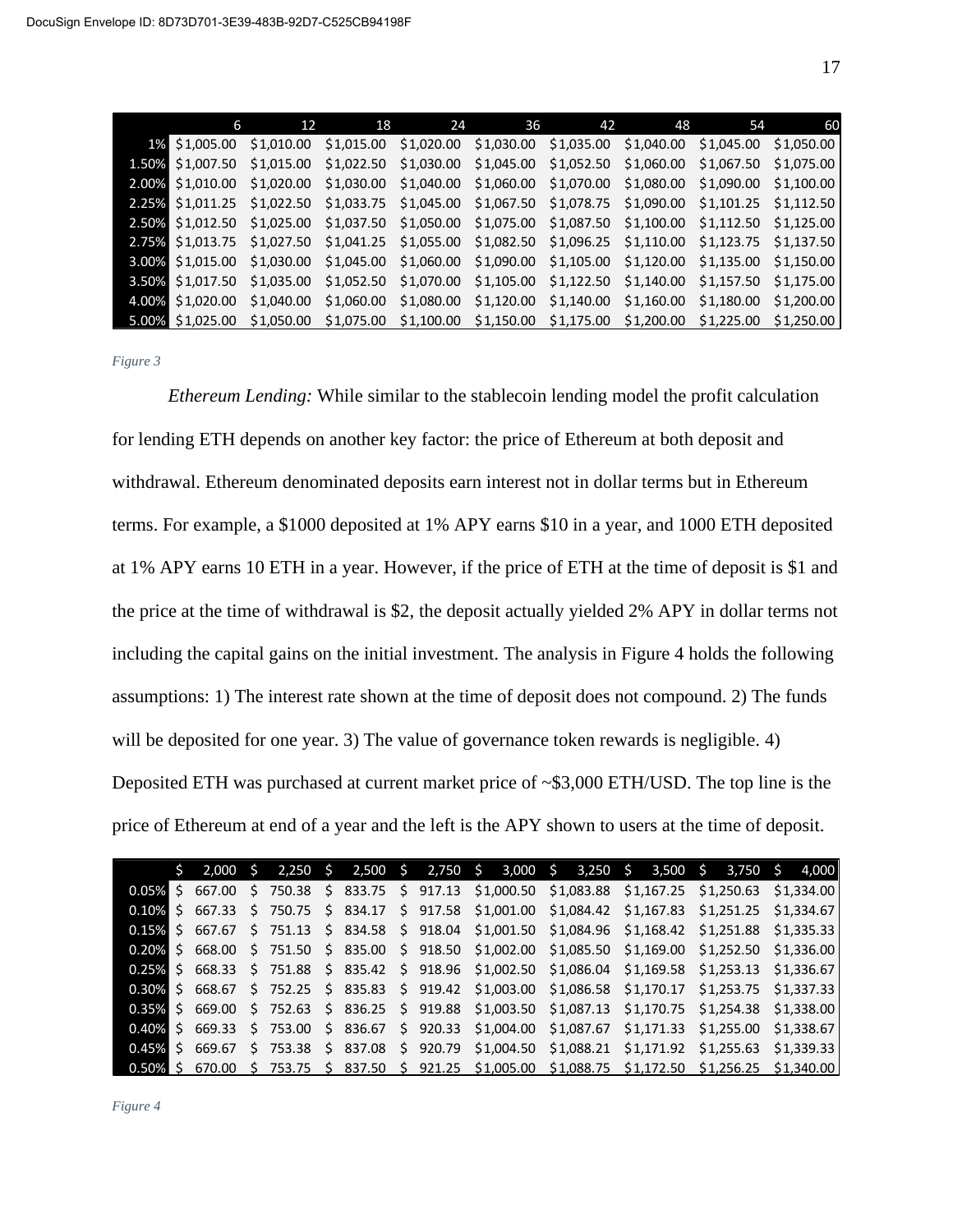| | 6 | 12 | 18 | 24 | 36 | 42 | 48 | 54 | 60 |
|---|---|---|---|---|---|---|---|---|---|
| 1% | $1,005.00 | $1,010.00 | $1,015.00 | $1,020.00 | $1,030.00 | $1,035.00 | $1,040.00 | $1,045.00 | $1,050.00 |
| 1.50% | $1,007.50 | $1,015.00 | $1,022.50 | $1,030.00 | $1,045.00 | $1,052.50 | $1,060.00 | $1,067.50 | $1,075.00 |
| 2.00% | $1,010.00 | $1,020.00 | $1,030.00 | $1,040.00 | $1,060.00 | $1,070.00 | $1,080.00 | $1,090.00 | $1,100.00 |
| 2.25% | $1,011.25 | $1,022.50 | $1,033.75 | $1,045.00 | $1,067.50 | $1,078.75 | $1,090.00 | $1,101.25 | $1,112.50 |
| 2.50% | $1,012.50 | $1,025.00 | $1,037.50 | $1,050.00 | $1,075.00 | $1,087.50 | $1,100.00 | $1,112.50 | $1,125.00 |
| 2.75% | $1,013.75 | $1,027.50 | $1,041.25 | $1,055.00 | $1,082.50 | $1,096.25 | $1,110.00 | $1,123.75 | $1,137.50 |
| 3.00% | $1,015.00 | $1,030.00 | $1,045.00 | $1,060.00 | $1,090.00 | $1,105.00 | $1,120.00 | $1,135.00 | $1,150.00 |
| 3.50% | $1,017.50 | $1,035.00 | $1,052.50 | $1,070.00 | $1,105.00 | $1,122.50 | $1,140.00 | $1,157.50 | $1,175.00 |
| 4.00% | $1,020.00 | $1,040.00 | $1,060.00 | $1,080.00 | $1,120.00 | $1,140.00 | $1,160.00 | $1,180.00 | $1,200.00 |
| 5.00% | $1,025.00 | $1,050.00 | $1,075.00 | $1,100.00 | $1,150.00 | $1,175.00 | $1,200.00 | $1,225.00 | $1,250.00 |

*Figure 3*

*Ethereum Lending:* While similar to the stablecoin lending model the profit calculation for lending ETH depends on another key factor: the price of Ethereum at both deposit and withdrawal. Ethereum denominated deposits earn interest not in dollar terms but in Ethereum terms. For example, a $1000 deposited at 1% APY earns $10 in a year, and 1000 ETH deposited at 1% APY earns 10 ETH in a year. However, if the price of ETH at the time of deposit is $1 and the price at the time of withdrawal is $2, the deposit actually yielded 2% APY in dollar terms not including the capital gains on the initial investment. The analysis in Figure 4 holds the following assumptions: 1) The interest rate shown at the time of deposit does not compound. 2) The funds will be deposited for one year. 3) The value of governance token rewards is negligible. 4) Deposited ETH was purchased at current market price of ~$3,000 ETH/USD. The top line is the price of Ethereum at end of a year and the left is the APY shown to users at the time of deposit.

| | $ 2,000 | $ 2,250 | $ 2,500 | $ 2,750 | $ 3,000 | $ 3,250 | $ 3,500 | $ 3,750 | $ 4,000 |
|---|---|---|---|---|---|---|---|---|---|
| 0.05% | $ 667.00 | $ 750.38 | $ 833.75 | $ 917.13 | $1,000.50 | $1,083.88 | $1,167.25 | $1,250.63 | $1,334.00 |
| 0.10% | $ 667.33 | $ 750.75 | $ 834.17 | $ 917.58 | $1,001.00 | $1,084.42 | $1,167.83 | $1,251.25 | $1,334.67 |
| 0.15% | $ 667.67 | $ 751.13 | $ 834.58 | $ 918.04 | $1,001.50 | $1,084.96 | $1,168.42 | $1,251.88 | $1,335.33 |
| 0.20% | $ 668.00 | $ 751.50 | $ 835.00 | $ 918.50 | $1,002.00 | $1,085.50 | $1,169.00 | $1,252.50 | $1,336.00 |
| 0.25% | $ 668.33 | $ 751.88 | $ 835.42 | $ 918.96 | $1,002.50 | $1,086.04 | $1,169.58 | $1,253.13 | $1,336.67 |
| 0.30% | $ 668.67 | $ 752.25 | $ 835.83 | $ 919.42 | $1,003.00 | $1,086.58 | $1,170.17 | $1,253.75 | $1,337.33 |
| 0.35% | $ 669.00 | $ 752.63 | $ 836.25 | $ 919.88 | $1,003.50 | $1,087.13 | $1,170.75 | $1,254.38 | $1,338.00 |
| 0.40% | $ 669.33 | $ 753.00 | $ 836.67 | $ 920.33 | $1,004.00 | $1,087.67 | $1,171.33 | $1,255.00 | $1,338.67 |
| 0.45% | $ 669.67 | $ 753.38 | $ 837.08 | $ 920.79 | $1,004.50 | $1,088.21 | $1,171.92 | $1,255.63 | $1,339.33 |
| 0.50% | $ 670.00 | $ 753.75 | $ 837.50 | $ 921.25 | $1,005.00 | $1,088.75 | $1,172.50 | $1,256.25 | $1,340.00 |

*Figure 4*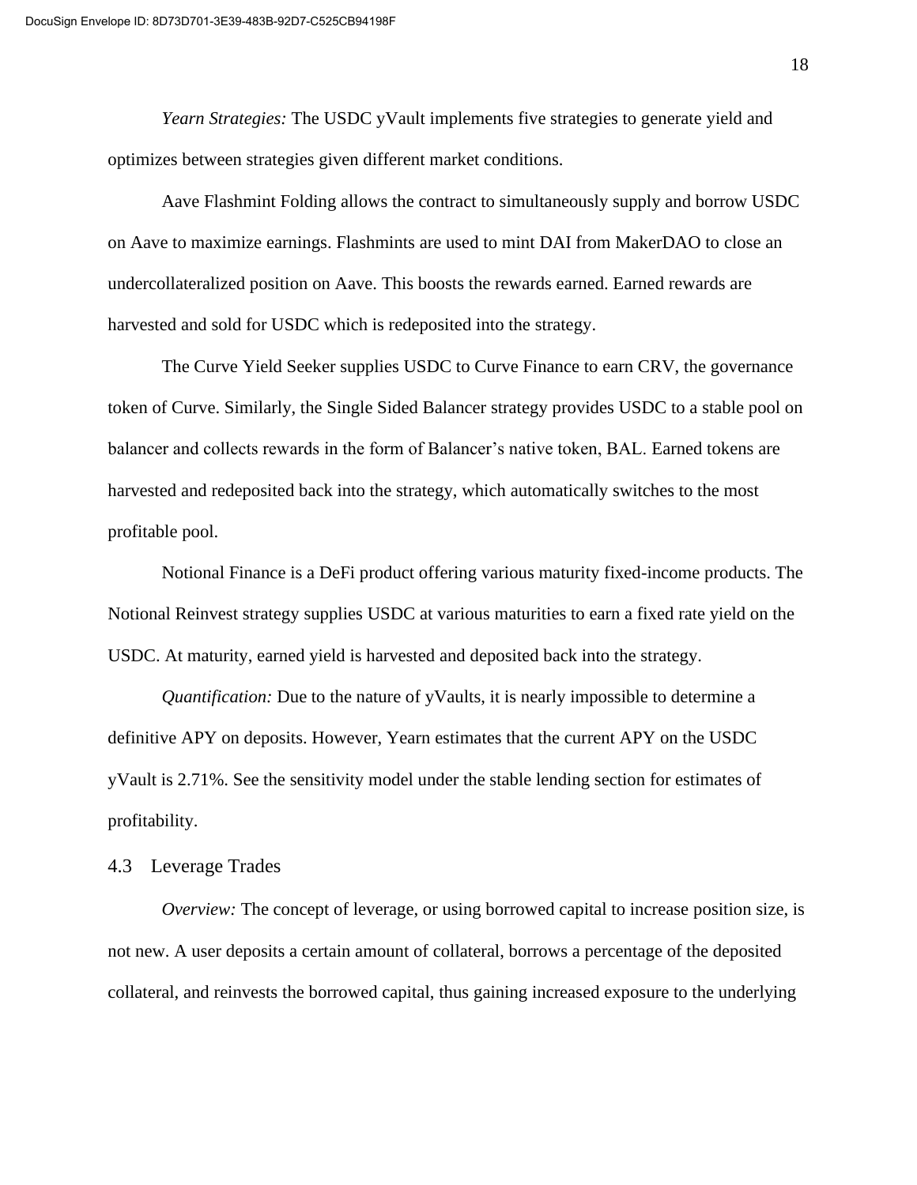*Yearn Strategies:* The USDC yVault implements five strategies to generate yield and optimizes between strategies given different market conditions.

Aave Flashmint Folding allows the contract to simultaneously supply and borrow USDC on Aave to maximize earnings. Flashmints are used to mint DAI from MakerDAO to close an undercollateralized position on Aave. This boosts the rewards earned. Earned rewards are harvested and sold for USDC which is redeposited into the strategy.

The Curve Yield Seeker supplies USDC to Curve Finance to earn CRV, the governance token of Curve. Similarly, the Single Sided Balancer strategy provides USDC to a stable pool on balancer and collects rewards in the form of Balancer's native token, BAL. Earned tokens are harvested and redeposited back into the strategy, which automatically switches to the most profitable pool.

Notional Finance is a DeFi product offering various maturity fixed-income products. The Notional Reinvest strategy supplies USDC at various maturities to earn a fixed rate yield on the USDC. At maturity, earned yield is harvested and deposited back into the strategy.

*Quantification:* Due to the nature of yVaults, it is nearly impossible to determine a definitive APY on deposits. However, Yearn estimates that the current APY on the USDC yVault is 2.71%. See the sensitivity model under the stable lending section for estimates of profitability.

## 4.3 Leverage Trades

*Overview:* The concept of leverage, or using borrowed capital to increase position size, is not new. A user deposits a certain amount of collateral, borrows a percentage of the deposited collateral, and reinvests the borrowed capital, thus gaining increased exposure to the underlying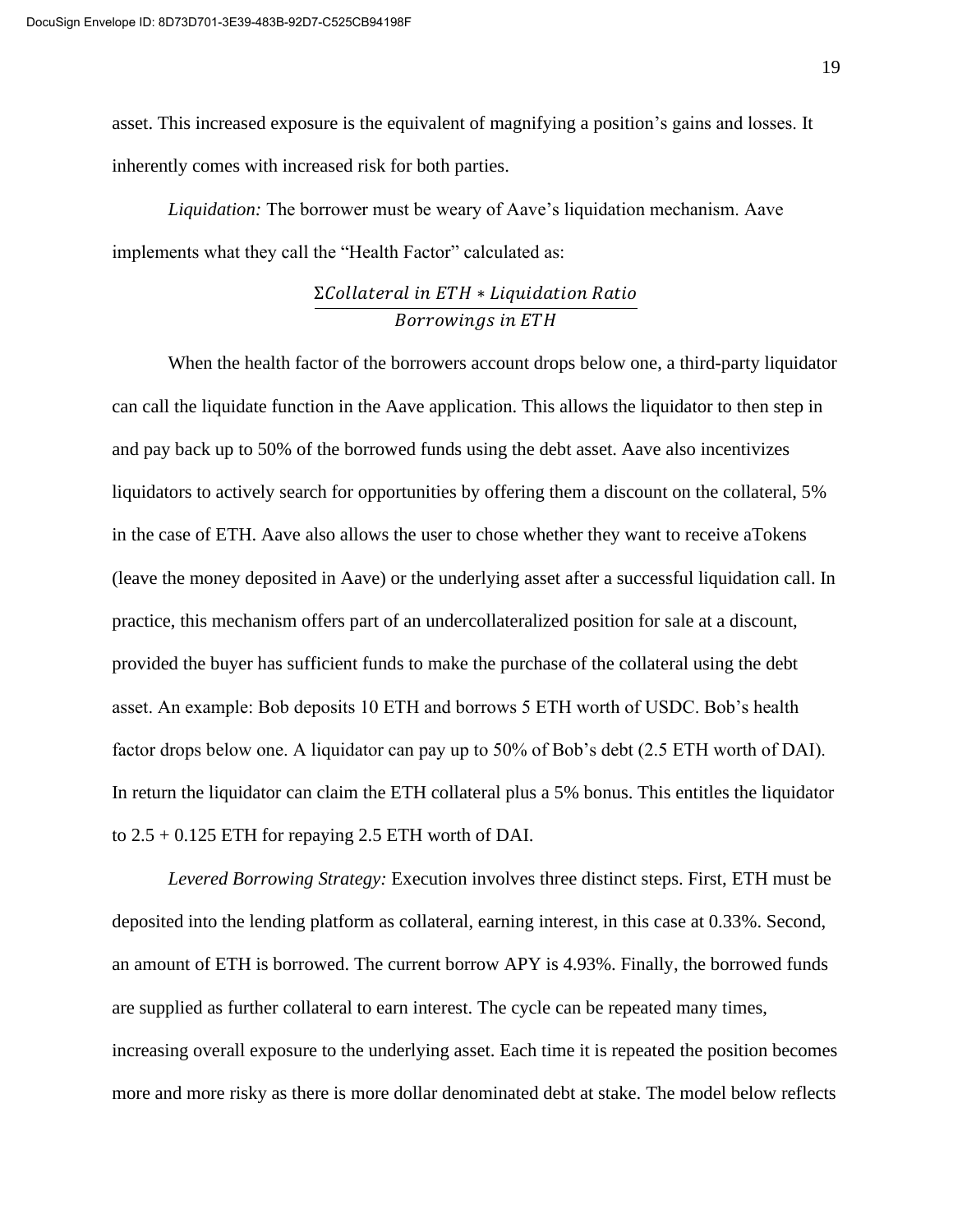asset. This increased exposure is the equivalent of magnifying a position's gains and losses. It inherently comes with increased risk for both parties.

*Liquidation:* The borrower must be weary of Aave's liquidation mechanism. Aave implements what they call the "Health Factor" calculated as:

$$\frac{\Sigma Collateral\ in\ ETH * Liquidation\ Ratio}{Borrowings\ in\ ETH}$$

When the health factor of the borrowers account drops below one, a third-party liquidator can call the liquidate function in the Aave application. This allows the liquidator to then step in and pay back up to 50% of the borrowed funds using the debt asset. Aave also incentivizes liquidators to actively search for opportunities by offering them a discount on the collateral, 5% in the case of ETH. Aave also allows the user to chose whether they want to receive aTokens (leave the money deposited in Aave) or the underlying asset after a successful liquidation call. In practice, this mechanism offers part of an undercollateralized position for sale at a discount, provided the buyer has sufficient funds to make the purchase of the collateral using the debt asset. An example: Bob deposits 10 ETH and borrows 5 ETH worth of USDC. Bob's health factor drops below one. A liquidator can pay up to 50% of Bob's debt (2.5 ETH worth of DAI). In return the liquidator can claim the ETH collateral plus a 5% bonus. This entitles the liquidator to 2.5 + 0.125 ETH for repaying 2.5 ETH worth of DAI.

*Levered Borrowing Strategy:* Execution involves three distinct steps. First, ETH must be deposited into the lending platform as collateral, earning interest, in this case at 0.33%. Second, an amount of ETH is borrowed. The current borrow APY is 4.93%. Finally, the borrowed funds are supplied as further collateral to earn interest. The cycle can be repeated many times, increasing overall exposure to the underlying asset. Each time it is repeated the position becomes more and more risky as there is more dollar denominated debt at stake. The model below reflects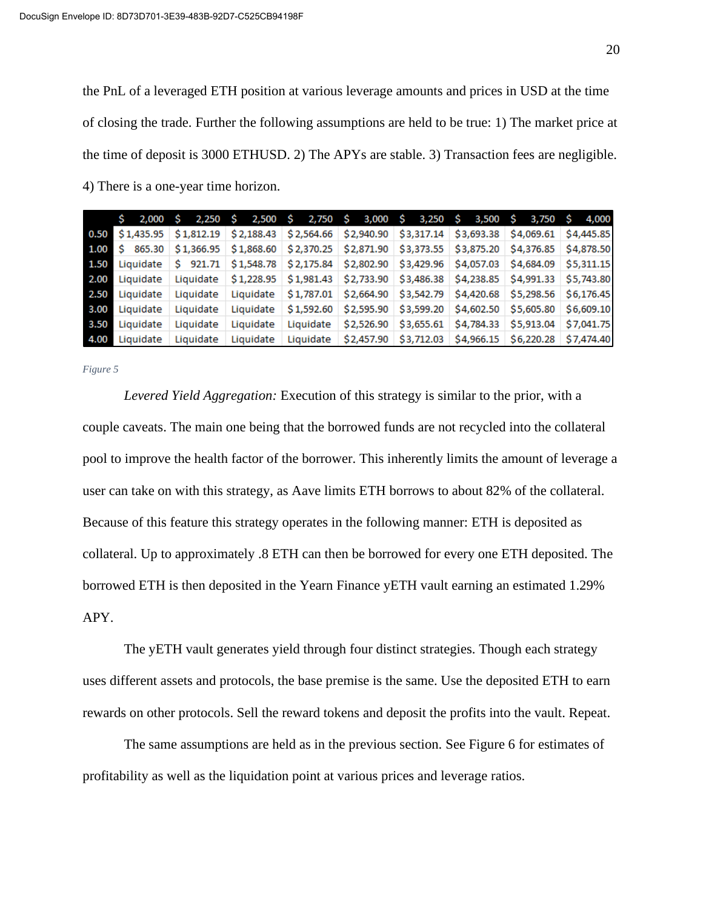the PnL of a leveraged ETH position at various leverage amounts and prices in USD at the time of closing the trade. Further the following assumptions are held to be true: 1) The market price at the time of deposit is 3000 ETHUSD. 2) The APYs are stable. 3) Transaction fees are negligible. 4) There is a one-year time horizon.

| | $ 2,000 | $ 2,250 | $ 2,500 | $ 2,750 | $ 3,000 | $ 3,250 | $ 3,500 | $ 3,750 | $ 4,000 |
|---|---|---|---|---|---|---|---|---|---|
| 0.50 | $1,435.95 | $1,812.19 | $2,188.43 | $2,564.66 | $2,940.90 | $3,317.14 | $3,693.38 | $4,069.61 | $4,445.85 |
| 1.00 | $ 865.30 | $1,366.95 | $1,868.60 | $2,370.25 | $2,871.90 | $3,373.55 | $3,875.20 | $4,376.85 | $4,878.50 |
| 1.50 | Liquidate | $ 921.71 | $1,548.78 | $2,175.84 | $2,802.90 | $3,429.96 | $4,057.03 | $4,684.09 | $5,311.15 |
| 2.00 | Liquidate | Liquidate | $1,228.95 | $1,981.43 | $2,733.90 | $3,486.38 | $4,238.85 | $4,991.33 | $5,743.80 |
| 2.50 | Liquidate | Liquidate | Liquidate | $1,787.01 | $2,664.90 | $3,542.79 | $4,420.68 | $5,298.56 | $6,176.45 |
| 3.00 | Liquidate | Liquidate | Liquidate | $1,592.60 | $2,595.90 | $3,599.20 | $4,602.50 | $5,605.80 | $6,609.10 |
| 3.50 | Liquidate | Liquidate | Liquidate | Liquidate | $2,526.90 | $3,655.61 | $4,784.33 | $5,913.04 | $7,041.75 |
| 4.00 | Liquidate | Liquidate | Liquidate | Liquidate | $2,457.90 | $3,712.03 | $4,966.15 | $6,220.28 | $7,474.40 |

*Figure 5*

*Levered Yield Aggregation:* Execution of this strategy is similar to the prior, with a couple caveats. The main one being that the borrowed funds are not recycled into the collateral pool to improve the health factor of the borrower. This inherently limits the amount of leverage a user can take on with this strategy, as Aave limits ETH borrows to about 82% of the collateral. Because of this feature this strategy operates in the following manner: ETH is deposited as collateral. Up to approximately .8 ETH can then be borrowed for every one ETH deposited. The borrowed ETH is then deposited in the Yearn Finance yETH vault earning an estimated 1.29% APY.

The yETH vault generates yield through four distinct strategies. Though each strategy uses different assets and protocols, the base premise is the same. Use the deposited ETH to earn rewards on other protocols. Sell the reward tokens and deposit the profits into the vault. Repeat.

The same assumptions are held as in the previous section. See Figure 6 for estimates of profitability as well as the liquidation point at various prices and leverage ratios.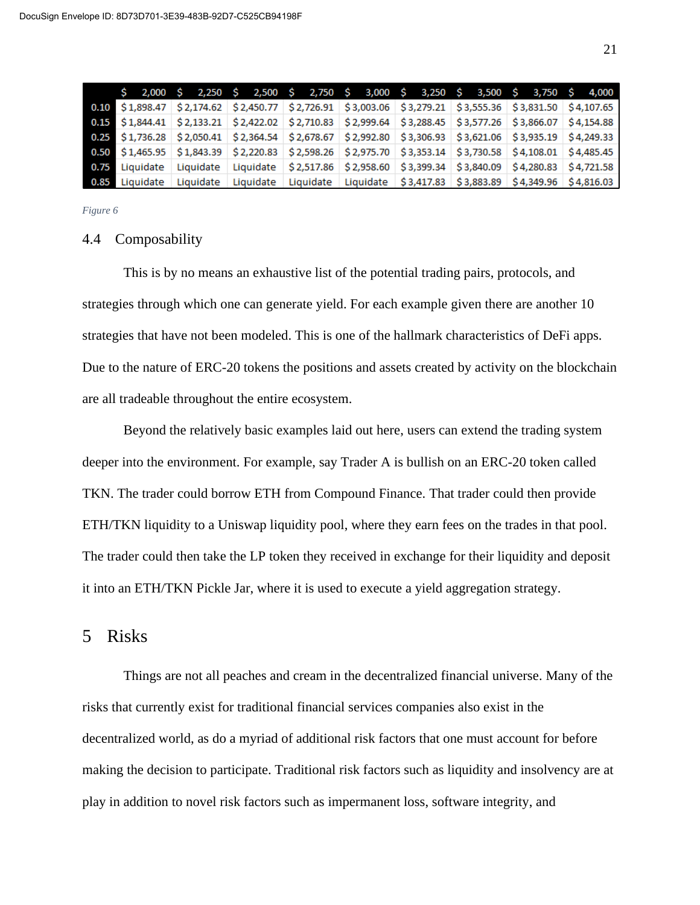| | $ 2,000 | $ 2,250 | $ 2,500 | $ 2,750 | $ 3,000 | $ 3,250 | $ 3,500 | $ 3,750 | $ 4,000 |
|---|---|---|---|---|---|---|---|---|---|
| 0.10 | $ 1,898.47 | $ 2,174.62 | $ 2,450.77 | $ 2,726.91 | $ 3,003.06 | $ 3,279.21 | $ 3,555.36 | $ 3,831.50 | $ 4,107.65 |
| 0.15 | $ 1,844.41 | $ 2,133.21 | $ 2,422.02 | $ 2,710.83 | $ 2,999.64 | $ 3,288.45 | $ 3,577.26 | $ 3,866.07 | $ 4,154.88 |
| 0.25 | $ 1,736.28 | $ 2,050.41 | $ 2,364.54 | $ 2,678.67 | $ 2,992.80 | $ 3,306.93 | $ 3,621.06 | $ 3,935.19 | $ 4,249.33 |
| 0.50 | $ 1,465.95 | $ 1,843.39 | $ 2,220.83 | $ 2,598.26 | $ 2,975.70 | $ 3,353.14 | $ 3,730.58 | $ 4,108.01 | $ 4,485.45 |
| 0.75 | Liquidate | Liquidate | Liquidate | $ 2,517.86 | $ 2,958.60 | $ 3,399.34 | $ 3,840.09 | $ 4,280.83 | $ 4,721.58 |
| 0.85 | Liquidate | Liquidate | Liquidate | Liquidate | Liquidate | $ 3,417.83 | $ 3,883.89 | $ 4,349.96 | $ 4,816.03 |

*Figure 6*

### 4.4 Composability

This is by no means an exhaustive list of the potential trading pairs, protocols, and strategies through which one can generate yield. For each example given there are another 10 strategies that have not been modeled. This is one of the hallmark characteristics of DeFi apps. Due to the nature of ERC-20 tokens the positions and assets created by activity on the blockchain are all tradeable throughout the entire ecosystem.

Beyond the relatively basic examples laid out here, users can extend the trading system deeper into the environment. For example, say Trader A is bullish on an ERC-20 token called TKN. The trader could borrow ETH from Compound Finance. That trader could then provide ETH/TKN liquidity to a Uniswap liquidity pool, where they earn fees on the trades in that pool. The trader could then take the LP token they received in exchange for their liquidity and deposit it into an ETH/TKN Pickle Jar, where it is used to execute a yield aggregation strategy.

## 5 Risks

Things are not all peaches and cream in the decentralized financial universe. Many of the risks that currently exist for traditional financial services companies also exist in the decentralized world, as do a myriad of additional risk factors that one must account for before making the decision to participate. Traditional risk factors such as liquidity and insolvency are at play in addition to novel risk factors such as impermanent loss, software integrity, and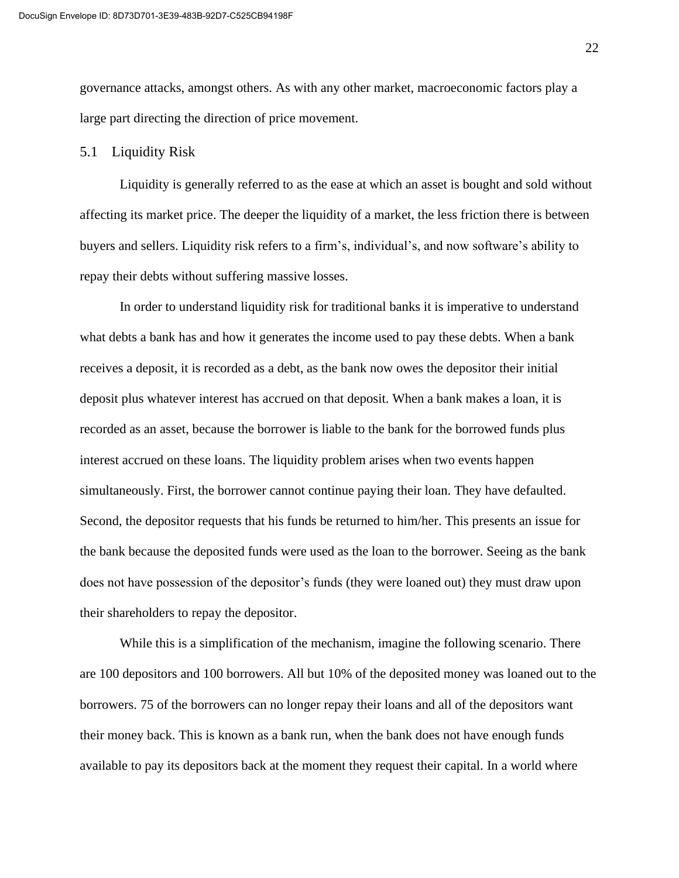governance attacks, amongst others. As with any other market, macroeconomic factors play a large part directing the direction of price movement.

## 5.1 Liquidity Risk

Liquidity is generally referred to as the ease at which an asset is bought and sold without affecting its market price. The deeper the liquidity of a market, the less friction there is between buyers and sellers. Liquidity risk refers to a firm's, individual's, and now software's ability to repay their debts without suffering massive losses.

In order to understand liquidity risk for traditional banks it is imperative to understand what debts a bank has and how it generates the income used to pay these debts. When a bank receives a deposit, it is recorded as a debt, as the bank now owes the depositor their initial deposit plus whatever interest has accrued on that deposit. When a bank makes a loan, it is recorded as an asset, because the borrower is liable to the bank for the borrowed funds plus interest accrued on these loans. The liquidity problem arises when two events happen simultaneously. First, the borrower cannot continue paying their loan. They have defaulted. Second, the depositor requests that his funds be returned to him/her. This presents an issue for the bank because the deposited funds were used as the loan to the borrower. Seeing as the bank does not have possession of the depositor's funds (they were loaned out) they must draw upon their shareholders to repay the depositor.

While this is a simplification of the mechanism, imagine the following scenario. There are 100 depositors and 100 borrowers. All but 10% of the deposited money was loaned out to the borrowers. 75 of the borrowers can no longer repay their loans and all of the depositors want their money back. This is known as a bank run, when the bank does not have enough funds available to pay its depositors back at the moment they request their capital. In a world where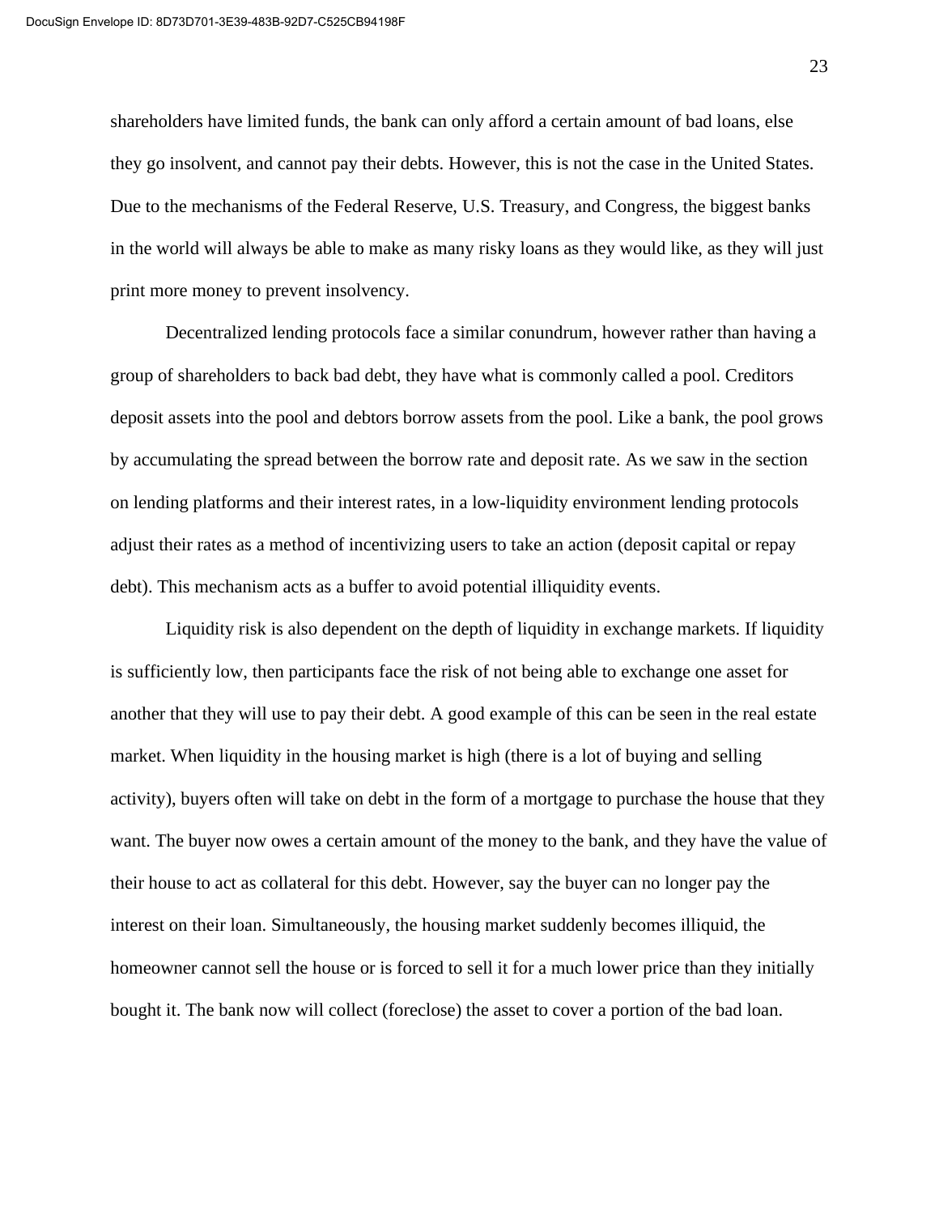shareholders have limited funds, the bank can only afford a certain amount of bad loans, else they go insolvent, and cannot pay their debts. However, this is not the case in the United States. Due to the mechanisms of the Federal Reserve, U.S. Treasury, and Congress, the biggest banks in the world will always be able to make as many risky loans as they would like, as they will just print more money to prevent insolvency.

Decentralized lending protocols face a similar conundrum, however rather than having a group of shareholders to back bad debt, they have what is commonly called a pool. Creditors deposit assets into the pool and debtors borrow assets from the pool. Like a bank, the pool grows by accumulating the spread between the borrow rate and deposit rate. As we saw in the section on lending platforms and their interest rates, in a low-liquidity environment lending protocols adjust their rates as a method of incentivizing users to take an action (deposit capital or repay debt). This mechanism acts as a buffer to avoid potential illiquidity events.

Liquidity risk is also dependent on the depth of liquidity in exchange markets. If liquidity is sufficiently low, then participants face the risk of not being able to exchange one asset for another that they will use to pay their debt. A good example of this can be seen in the real estate market. When liquidity in the housing market is high (there is a lot of buying and selling activity), buyers often will take on debt in the form of a mortgage to purchase the house that they want. The buyer now owes a certain amount of the money to the bank, and they have the value of their house to act as collateral for this debt. However, say the buyer can no longer pay the interest on their loan. Simultaneously, the housing market suddenly becomes illiquid, the homeowner cannot sell the house or is forced to sell it for a much lower price than they initially bought it. The bank now will collect (foreclose) the asset to cover a portion of the bad loan.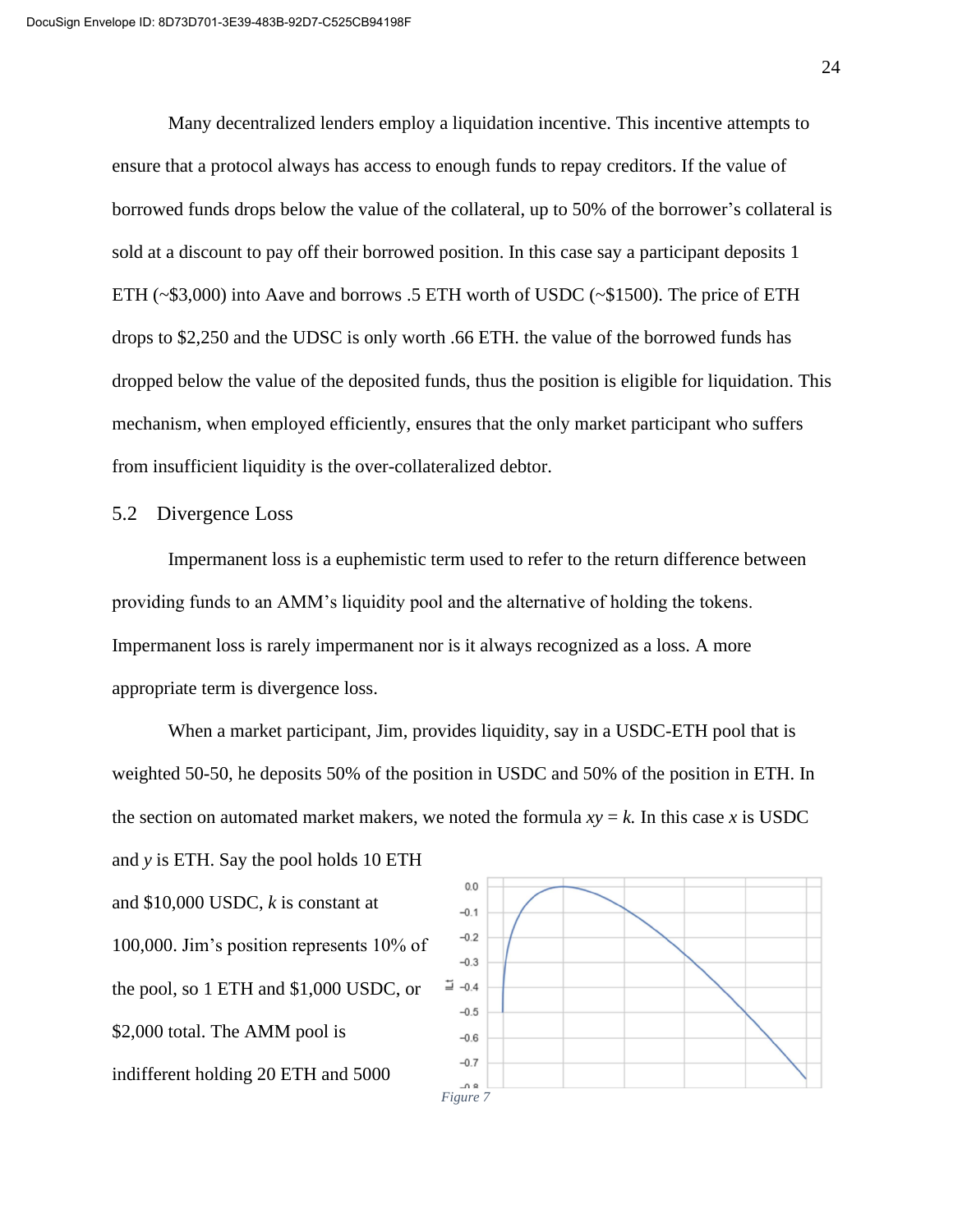Many decentralized lenders employ a liquidation incentive. This incentive attempts to ensure that a protocol always has access to enough funds to repay creditors. If the value of borrowed funds drops below the value of the collateral, up to 50% of the borrower's collateral is sold at a discount to pay off their borrowed position. In this case say a participant deposits 1 ETH (~$3,000) into Aave and borrows .5 ETH worth of USDC (~$1500). The price of ETH drops to $2,250 and the UDSC is only worth .66 ETH. the value of the borrowed funds has dropped below the value of the deposited funds, thus the position is eligible for liquidation. This mechanism, when employed efficiently, ensures that the only market participant who suffers from insufficient liquidity is the over-collateralized debtor.

## 5.2 Divergence Loss

Impermanent loss is a euphemistic term used to refer to the return difference between providing funds to an AMM's liquidity pool and the alternative of holding the tokens. Impermanent loss is rarely impermanent nor is it always recognized as a loss. A more appropriate term is divergence loss.

When a market participant, Jim, provides liquidity, say in a USDC-ETH pool that is weighted 50-50, he deposits 50% of the position in USDC and 50% of the position in ETH. In the section on automated market makers, we noted the formula $xy = k$. In this case $x$ is USDC and $y$ is ETH. Say the pool holds 10 ETH and $10,000 USDC, $k$ is constant at 100,000. Jim's position represents 10% of the pool, so 1 ETH and $1,000 USDC, or $2,000 total. The AMM pool is indifferent holding 20 ETH and 5000

*Figure 7*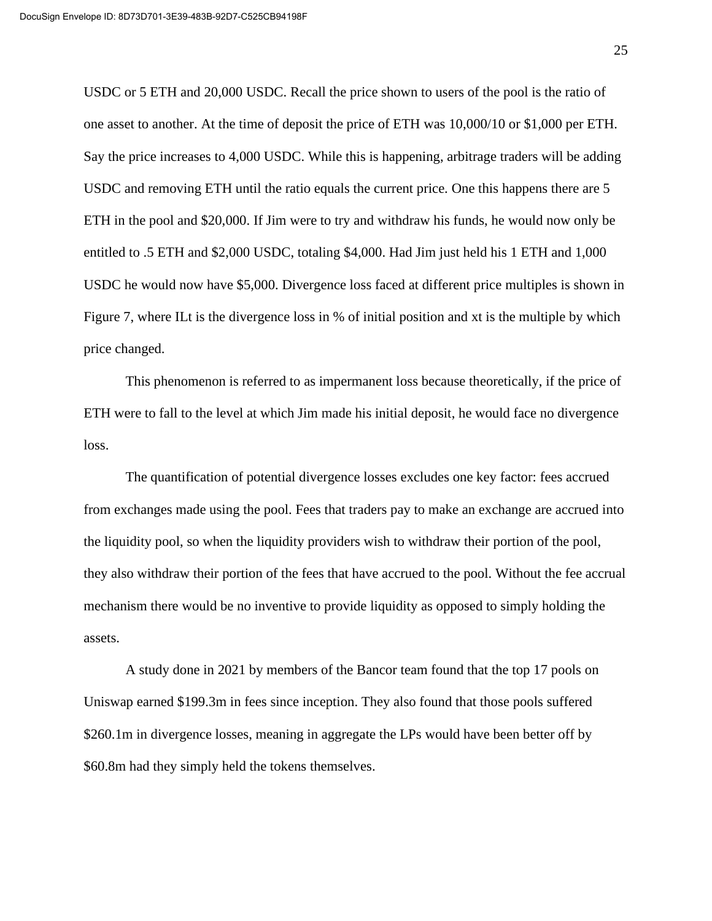USDC or 5 ETH and 20,000 USDC. Recall the price shown to users of the pool is the ratio of one asset to another. At the time of deposit the price of ETH was 10,000/10 or $1,000 per ETH. Say the price increases to 4,000 USDC. While this is happening, arbitrage traders will be adding USDC and removing ETH until the ratio equals the current price. One this happens there are 5 ETH in the pool and $20,000. If Jim were to try and withdraw his funds, he would now only be entitled to .5 ETH and $2,000 USDC, totaling $4,000. Had Jim just held his 1 ETH and 1,000 USDC he would now have $5,000. Divergence loss faced at different price multiples is shown in Figure 7, where $IL_t$ is the divergence loss in % of initial position and $x_t$ is the multiple by which price changed.

This phenomenon is referred to as impermanent loss because theoretically, if the price of ETH were to fall to the level at which Jim made his initial deposit, he would face no divergence loss.

The quantification of potential divergence losses excludes one key factor: fees accrued from exchanges made using the pool. Fees that traders pay to make an exchange are accrued into the liquidity pool, so when the liquidity providers wish to withdraw their portion of the pool, they also withdraw their portion of the fees that have accrued to the pool. Without the fee accrual mechanism there would be no inventive to provide liquidity as opposed to simply holding the assets.

A study done in 2021 by members of the Bancor team found that the top 17 pools on Uniswap earned $199.3m in fees since inception. They also found that those pools suffered $260.1m in divergence losses, meaning in aggregate the LPs would have been better off by $60.8m had they simply held the tokens themselves.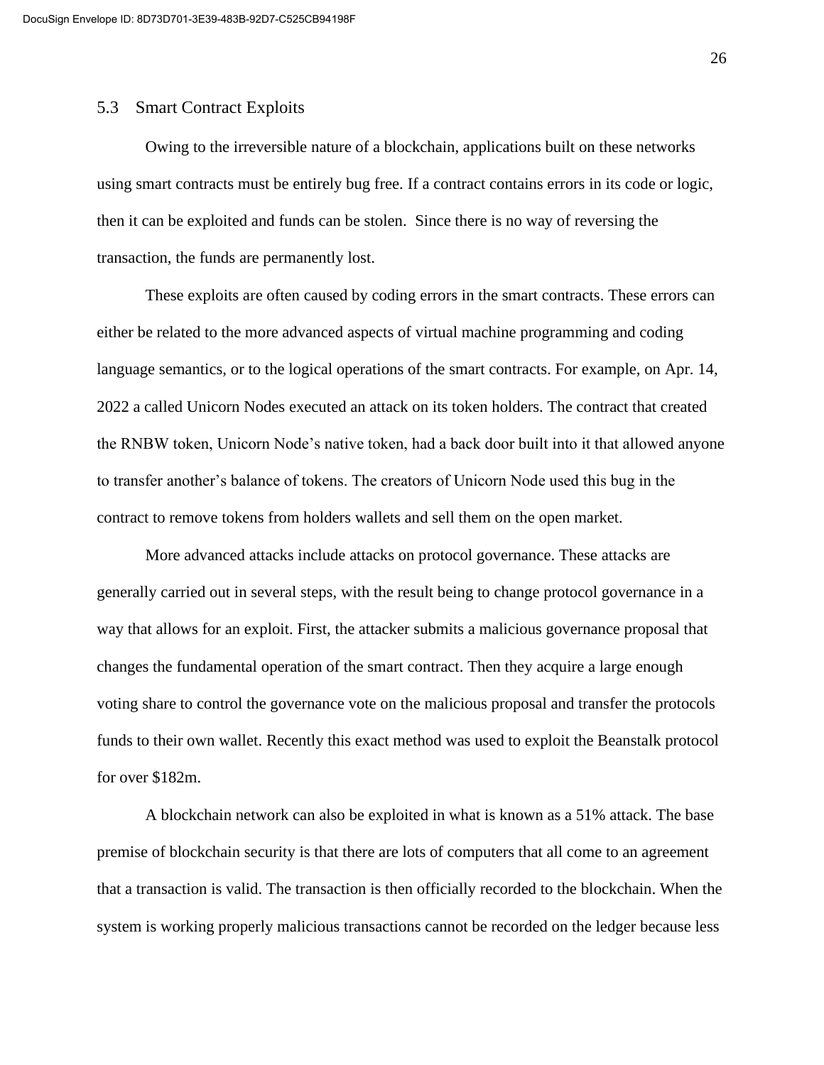## 5.3 Smart Contract Exploits

Owing to the irreversible nature of a blockchain, applications built on these networks using smart contracts must be entirely bug free. If a contract contains errors in its code or logic, then it can be exploited and funds can be stolen. Since there is no way of reversing the transaction, the funds are permanently lost.

These exploits are often caused by coding errors in the smart contracts. These errors can either be related to the more advanced aspects of virtual machine programming and coding language semantics, or to the logical operations of the smart contracts. For example, on Apr. 14, 2022 a called Unicorn Nodes executed an attack on its token holders. The contract that created the RNBW token, Unicorn Node's native token, had a back door built into it that allowed anyone to transfer another's balance of tokens. The creators of Unicorn Node used this bug in the contract to remove tokens from holders wallets and sell them on the open market.

More advanced attacks include attacks on protocol governance. These attacks are generally carried out in several steps, with the result being to change protocol governance in a way that allows for an exploit. First, the attacker submits a malicious governance proposal that changes the fundamental operation of the smart contract. Then they acquire a large enough voting share to control the governance vote on the malicious proposal and transfer the protocols funds to their own wallet. Recently this exact method was used to exploit the Beanstalk protocol for over $182m.

A blockchain network can also be exploited in what is known as a 51% attack. The base premise of blockchain security is that there are lots of computers that all come to an agreement that a transaction is valid. The transaction is then officially recorded to the blockchain. When the system is working properly malicious transactions cannot be recorded on the ledger because less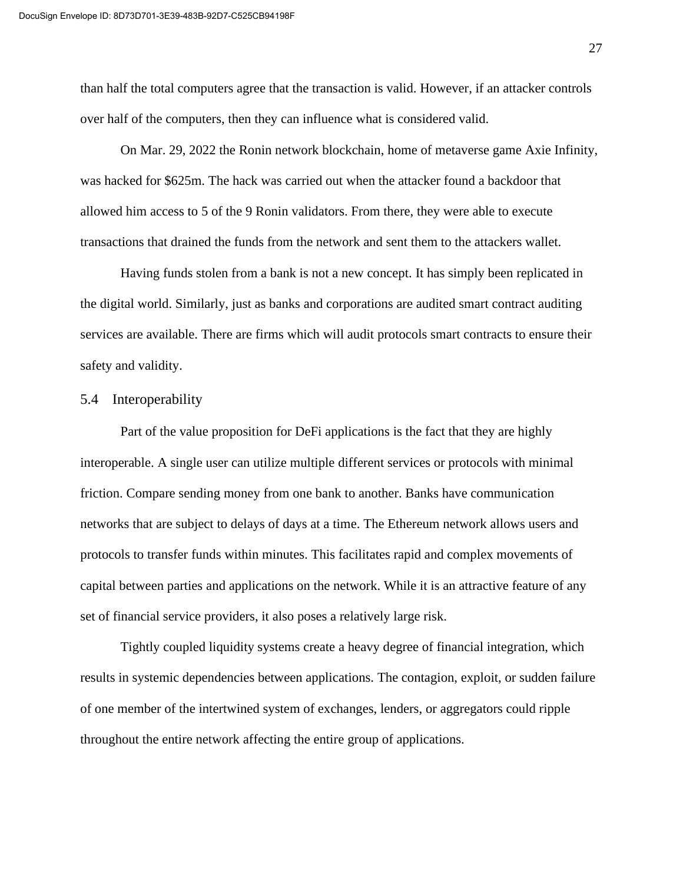than half the total computers agree that the transaction is valid. However, if an attacker controls over half of the computers, then they can influence what is considered valid.

On Mar. 29, 2022 the Ronin network blockchain, home of metaverse game Axie Infinity, was hacked for $625m. The hack was carried out when the attacker found a backdoor that allowed him access to 5 of the 9 Ronin validators. From there, they were able to execute transactions that drained the funds from the network and sent them to the attackers wallet.

Having funds stolen from a bank is not a new concept. It has simply been replicated in the digital world. Similarly, just as banks and corporations are audited smart contract auditing services are available. There are firms which will audit protocols smart contracts to ensure their safety and validity.

## 5.4 Interoperability

Part of the value proposition for DeFi applications is the fact that they are highly interoperable. A single user can utilize multiple different services or protocols with minimal friction. Compare sending money from one bank to another. Banks have communication networks that are subject to delays of days at a time. The Ethereum network allows users and protocols to transfer funds within minutes. This facilitates rapid and complex movements of capital between parties and applications on the network. While it is an attractive feature of any set of financial service providers, it also poses a relatively large risk.

Tightly coupled liquidity systems create a heavy degree of financial integration, which results in systemic dependencies between applications. The contagion, exploit, or sudden failure of one member of the intertwined system of exchanges, lenders, or aggregators could ripple throughout the entire network affecting the entire group of applications.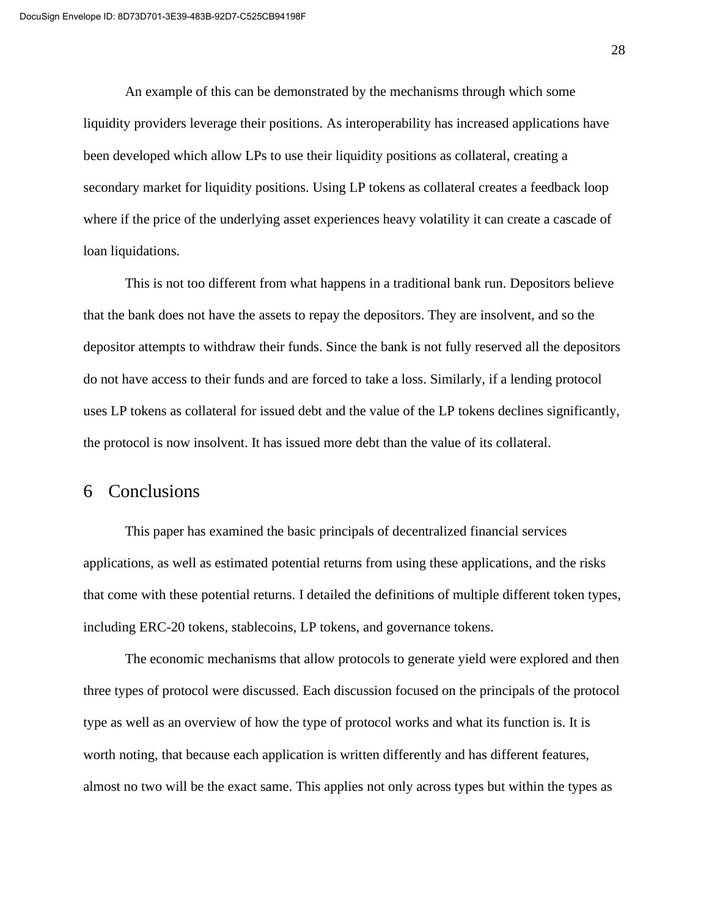An example of this can be demonstrated by the mechanisms through which some liquidity providers leverage their positions. As interoperability has increased applications have been developed which allow LPs to use their liquidity positions as collateral, creating a secondary market for liquidity positions. Using LP tokens as collateral creates a feedback loop where if the price of the underlying asset experiences heavy volatility it can create a cascade of loan liquidations.

This is not too different from what happens in a traditional bank run. Depositors believe that the bank does not have the assets to repay the depositors. They are insolvent, and so the depositor attempts to withdraw their funds. Since the bank is not fully reserved all the depositors do not have access to their funds and are forced to take a loss. Similarly, if a lending protocol uses LP tokens as collateral for issued debt and the value of the LP tokens declines significantly, the protocol is now insolvent. It has issued more debt than the value of its collateral.

## 6 Conclusions

This paper has examined the basic principals of decentralized financial services applications, as well as estimated potential returns from using these applications, and the risks that come with these potential returns. I detailed the definitions of multiple different token types, including ERC-20 tokens, stablecoins, LP tokens, and governance tokens.

The economic mechanisms that allow protocols to generate yield were explored and then three types of protocol were discussed. Each discussion focused on the principals of the protocol type as well as an overview of how the type of protocol works and what its function is. It is worth noting, that because each application is written differently and has different features, almost no two will be the exact same. This applies not only across types but within the types as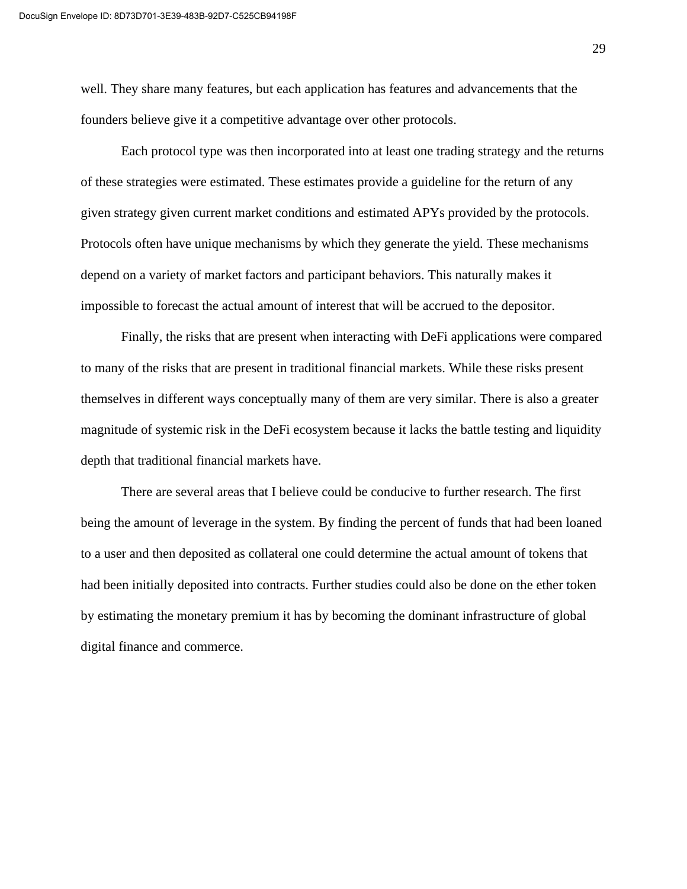well. They share many features, but each application has features and advancements that the founders believe give it a competitive advantage over other protocols.

Each protocol type was then incorporated into at least one trading strategy and the returns of these strategies were estimated. These estimates provide a guideline for the return of any given strategy given current market conditions and estimated APYs provided by the protocols. Protocols often have unique mechanisms by which they generate the yield. These mechanisms depend on a variety of market factors and participant behaviors. This naturally makes it impossible to forecast the actual amount of interest that will be accrued to the depositor.

Finally, the risks that are present when interacting with DeFi applications were compared to many of the risks that are present in traditional financial markets. While these risks present themselves in different ways conceptually many of them are very similar. There is also a greater magnitude of systemic risk in the DeFi ecosystem because it lacks the battle testing and liquidity depth that traditional financial markets have.

There are several areas that I believe could be conducive to further research. The first being the amount of leverage in the system. By finding the percent of funds that had been loaned to a user and then deposited as collateral one could determine the actual amount of tokens that had been initially deposited into contracts. Further studies could also be done on the ether token by estimating the monetary premium it has by becoming the dominant infrastructure of global digital finance and commerce.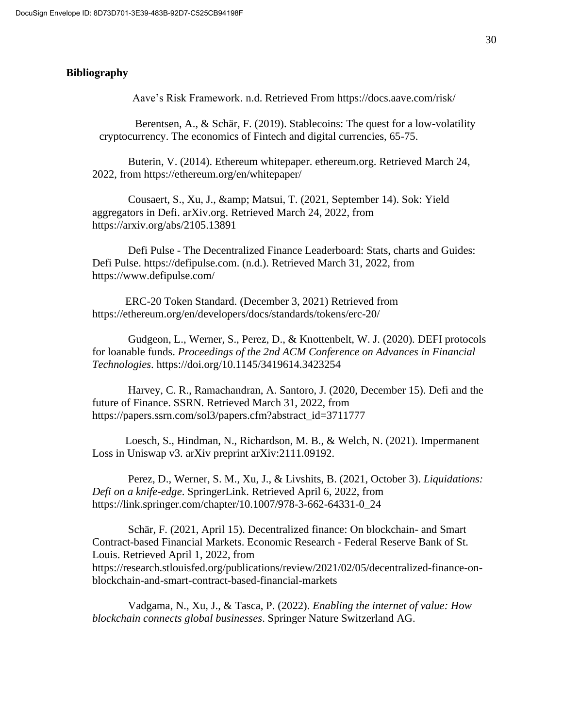**Bibliography**

Aave's Risk Framework. n.d. Retrieved From https://docs.aave.com/risk/

Berentsen, A., & Schär, F. (2019). Stablecoins: The quest for a low-volatility cryptocurrency. The economics of Fintech and digital currencies, 65-75.

Buterin, V. (2014). Ethereum whitepaper. ethereum.org. Retrieved March 24, 2022, from https://ethereum.org/en/whitepaper/

Cousaert, S., Xu, J., &amp; Matsui, T. (2021, September 14). Sok: Yield aggregators in Defi. arXiv.org. Retrieved March 24, 2022, from https://arxiv.org/abs/2105.13891

Defi Pulse - The Decentralized Finance Leaderboard: Stats, charts and Guides: Defi Pulse. https://defipulse.com. (n.d.). Retrieved March 31, 2022, from https://www.defipulse.com/

ERC-20 Token Standard. (December 3, 2021) Retrieved from https://ethereum.org/en/developers/docs/standards/tokens/erc-20/

Gudgeon, L., Werner, S., Perez, D., & Knottenbelt, W. J. (2020). DEFI protocols for loanable funds. *Proceedings of the 2nd ACM Conference on Advances in Financial Technologies*. https://doi.org/10.1145/3419614.3423254

Harvey, C. R., Ramachandran, A. Santoro, J. (2020, December 15). Defi and the future of Finance. SSRN. Retrieved March 31, 2022, from https://papers.ssrn.com/sol3/papers.cfm?abstract_id=3711777

Loesch, S., Hindman, N., Richardson, M. B., & Welch, N. (2021). Impermanent Loss in Uniswap v3. arXiv preprint arXiv:2111.09192.

Perez, D., Werner, S. M., Xu, J., & Livshits, B. (2021, October 3). *Liquidations: Defi on a knife-edge*. SpringerLink. Retrieved April 6, 2022, from https://link.springer.com/chapter/10.1007/978-3-662-64331-0_24

Schär, F. (2021, April 15). Decentralized finance: On blockchain- and Smart Contract-based Financial Markets. Economic Research - Federal Reserve Bank of St. Louis. Retrieved April 1, 2022, from https://research.stlouisfed.org/publications/review/2021/02/05/decentralized-finance-on-blockchain-and-smart-contract-based-financial-markets

Vadgama, N., Xu, J., & Tasca, P. (2022). *Enabling the internet of value: How blockchain connects global businesses*. Springer Nature Switzerland AG.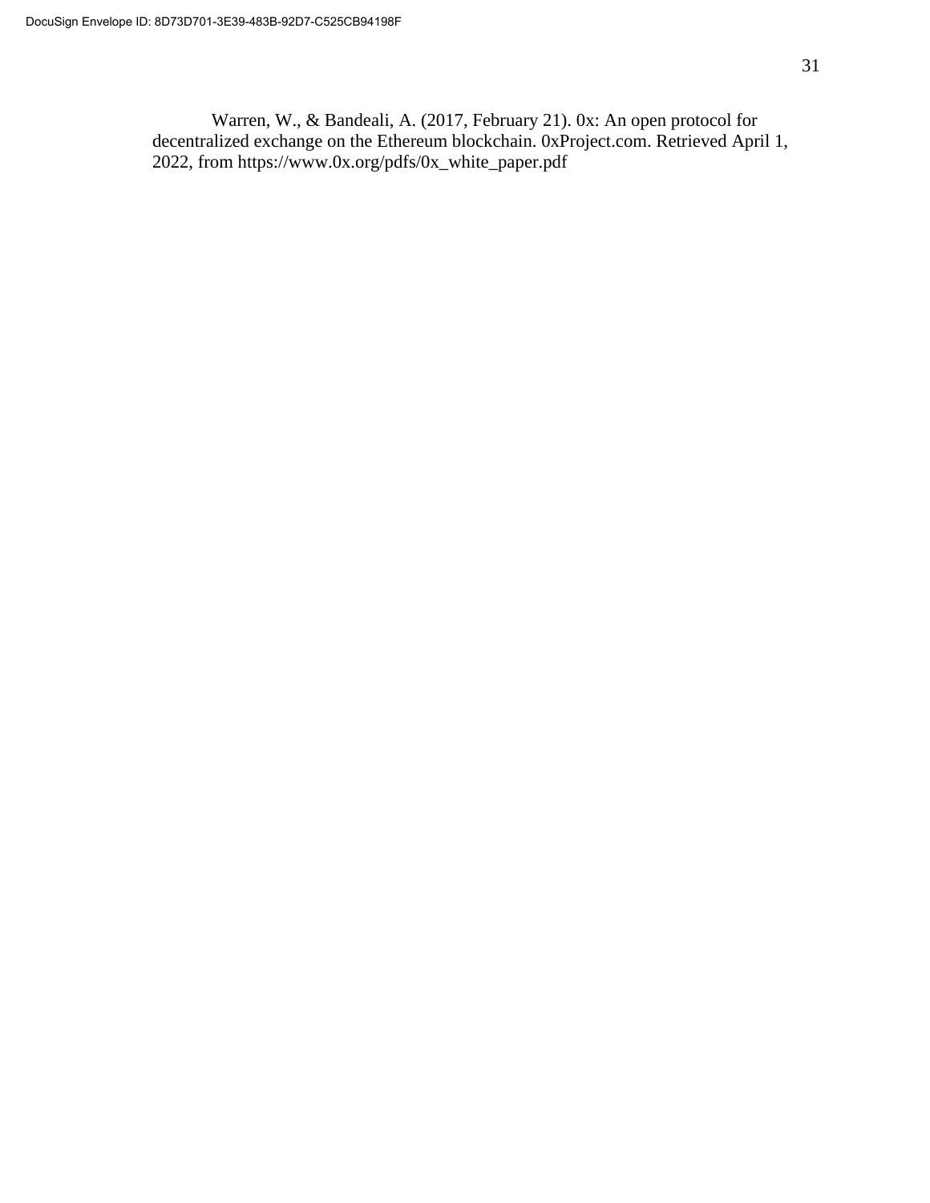Warren, W., & Bandeali, A. (2017, February 21). 0x: An open protocol for decentralized exchange on the Ethereum blockchain. 0xProject.com. Retrieved April 1, 2022, from https://www.0x.org/pdfs/0x_white_paper.pdf